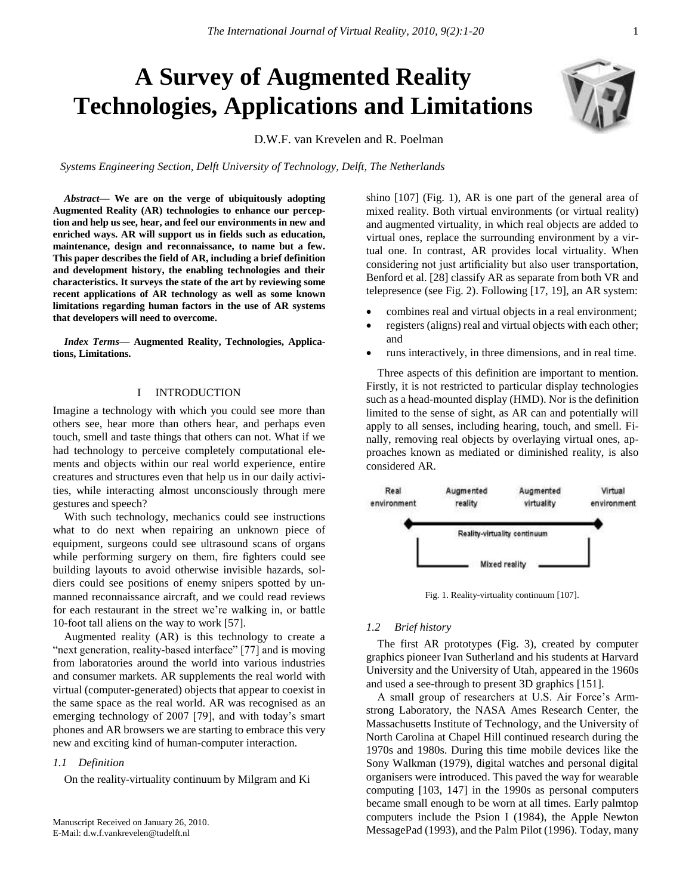# A Survey of Augmented Reality Technologies, Applications and Limitations

D.W.F. van Krevelen and R. Poelman

*Systems Engineering Section, Delft University of Technology, Delft, The Netherlands*

***Abstract*— We are on the verge of ubiquitously adopting Augmented Reality (AR) technologies to enhance our perception and help us see, hear, and feel our environments in new and enriched ways. AR will support us in fields such as education, maintenance, design and reconnaissance, to name but a few. This paper describes the field of AR, including a brief definition and development history, the enabling technologies and their characteristics. It surveys the state of the art by reviewing some recent applications of AR technology as well as some known limitations regarding human factors in the use of AR systems that developers will need to overcome.**

***Index Terms*— Augmented Reality, Technologies, Applications, Limitations.**

## I INTRODUCTION

Imagine a technology with which you could see more than others see, hear more than others hear, and perhaps even touch, smell and taste things that others can not. What if we had technology to perceive completely computational elements and objects within our real world experience, entire creatures and structures even that help us in our daily activities, while interacting almost unconsciously through mere gestures and speech?

With such technology, mechanics could see instructions what to do next when repairing an unknown piece of equipment, surgeons could see ultrasound scans of organs while performing surgery on them, fire fighters could see building layouts to avoid otherwise invisible hazards, soldiers could see positions of enemy snipers spotted by unmanned reconnaissance aircraft, and we could read reviews for each restaurant in the street we're walking in, or battle 10-foot tall aliens on the way to work [57].

Augmented reality (AR) is this technology to create a "next generation, reality-based interface" [77] and is moving from laboratories around the world into various industries and consumer markets. AR supplements the real world with virtual (computer-generated) objects that appear to coexist in the same space as the real world. AR was recognised as an emerging technology of 2007 [79], and with today's smart phones and AR browsers we are starting to embrace this very new and exciting kind of human-computer interaction.

### *1.1 Definition*

On the reality-virtuality continuum by Milgram and Kishino [107] (Fig. 1), AR is one part of the general area of mixed reality. Both virtual environments (or virtual reality) and augmented virtuality, in which real objects are added to virtual ones, replace the surrounding environment by a virtual one. In contrast, AR provides local virtuality. When considering not just artificiality but also user transportation, Benford et al. [28] classify AR as separate from both VR and telepresence (see Fig. 2). Following [17, 19], an AR system:

- combines real and virtual objects in a real environment;
- registers (aligns) real and virtual objects with each other; and
- runs interactively, in three dimensions, and in real time.

Three aspects of this definition are important to mention. Firstly, it is not restricted to particular display technologies such as a head-mounted display (HMD). Nor is the definition limited to the sense of sight, as AR can and potentially will apply to all senses, including hearing, touch, and smell. Finally, removing real objects by overlaying virtual ones, approaches known as mediated or diminished reality, is also considered AR.

Real environment | Augmented reality | Augmented virtuality | Virtual environment
Reality-virtuality continuum
Mixed reality

Fig. 1. Reality-virtuality continuum [107].

### *1.2 Brief history*

The first AR prototypes (Fig. 3), created by computer graphics pioneer Ivan Sutherland and his students at Harvard University and the University of Utah, appeared in the 1960s and used a see-through to present 3D graphics [151].

A small group of researchers at U.S. Air Force's Armstrong Laboratory, the NASA Ames Research Center, the Massachusetts Institute of Technology, and the University of North Carolina at Chapel Hill continued research during the 1970s and 1980s. During this time mobile devices like the Sony Walkman (1979), digital watches and personal digital organisers were introduced. This paved the way for wearable computing [103, 147] in the 1990s as personal computers became small enough to be worn at all times. Early palmtop computers include the Psion I (1984), the Apple Newton MessagePad (1993), and the Palm Pilot (1996). Today, many

Manuscript Received on January 26, 2010.
E-Mail: d.w.f.vankrevelen@tudelft.nl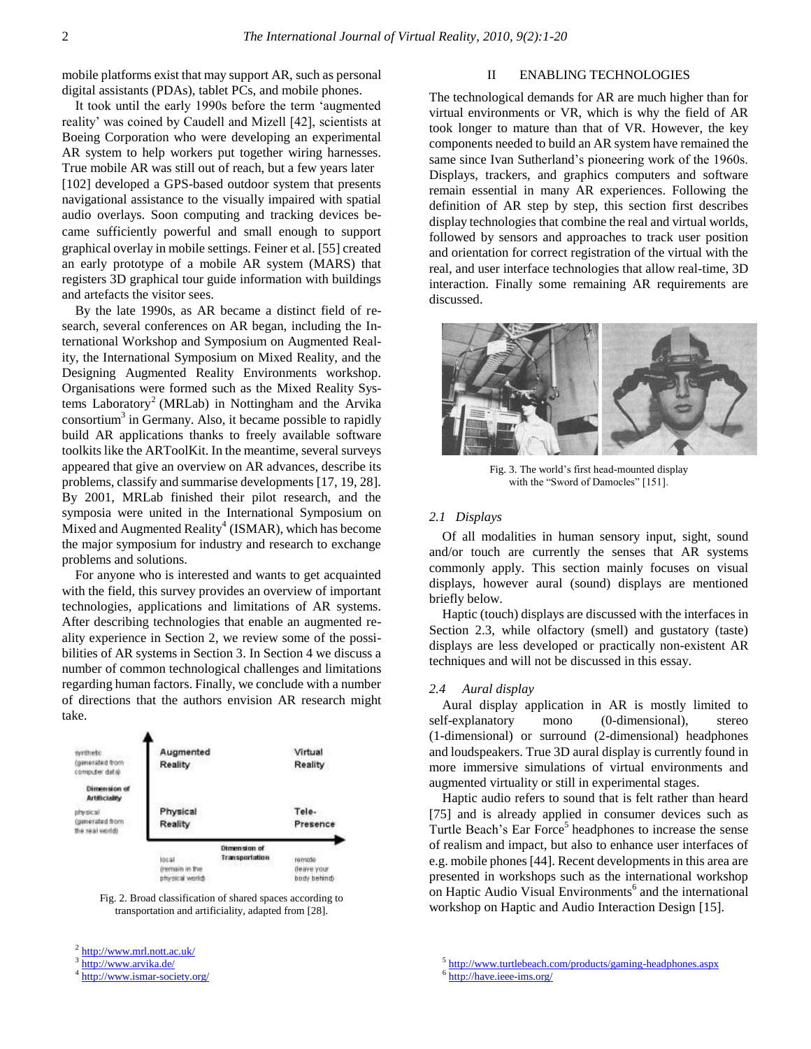mobile platforms exist that may support AR, such as personal digital assistants (PDAs), tablet PCs, and mobile phones.

It took until the early 1990s before the term 'augmented reality' was coined by Caudell and Mizell [42], scientists at Boeing Corporation who were developing an experimental AR system to help workers put together wiring harnesses. True mobile AR was still out of reach, but a few years later [102] developed a GPS-based outdoor system that presents navigational assistance to the visually impaired with spatial audio overlays. Soon computing and tracking devices became sufficiently powerful and small enough to support graphical overlay in mobile settings. Feiner et al. [55] created an early prototype of a mobile AR system (MARS) that registers 3D graphical tour guide information with buildings and artefacts the visitor sees.

By the late 1990s, as AR became a distinct field of research, several conferences on AR began, including the International Workshop and Symposium on Augmented Reality, the International Symposium on Mixed Reality, and the Designing Augmented Reality Environments workshop. Organisations were formed such as the Mixed Reality Systems Laboratory[2] (MRLab) in Nottingham and the Arvika consortium[3] in Germany. Also, it became possible to rapidly build AR applications thanks to freely available software toolkits like the ARToolKit. In the meantime, several surveys appeared that give an overview on AR advances, describe its problems, classify and summarise developments [17, 19, 28]. By 2001, MRLab finished their pilot research, and the symposia were united in the International Symposium on Mixed and Augmented Reality[4] (ISMAR), which has become the major symposium for industry and research to exchange problems and solutions.

For anyone who is interested and wants to get acquainted with the field, this survey provides an overview of important technologies, applications and limitations of AR systems. After describing technologies that enable an augmented reality experience in Section 2, we review some of the possibilities of AR systems in Section 3. In Section 4 we discuss a number of common technological challenges and limitations regarding human factors. Finally, we conclude with a number of directions that the authors envision AR research might take.

| synthetic (generated from computer data) | Augmented Reality | Virtual Reality |
|---|---|---|
| physical (generated from the real world) | Physical Reality | Tele-Presence |
| Dimension of Artificiality / Dimension of Transportation | local (remain in the physical world) | remote (leave your body behind) |

Fig. 2. Broad classification of shared spaces according to transportation and artificiality, adapted from [28].

## II ENABLING TECHNOLOGIES

The technological demands for AR are much higher than for virtual environments or VR, which is why the field of AR took longer to mature than that of VR. However, the key components needed to build an AR system have remained the same since Ivan Sutherland's pioneering work of the 1960s. Displays, trackers, and graphics computers and software remain essential in many AR experiences. Following the definition of AR step by step, this section first describes display technologies that combine the real and virtual worlds, followed by sensors and approaches to track user position and orientation for correct registration of the virtual with the real, and user interface technologies that allow real-time, 3D interaction. Finally some remaining AR requirements are discussed.

Fig. 3. The world's first head-mounted display with the "Sword of Damocles" [151].

### 2.1 Displays

Of all modalities in human sensory input, sight, sound and/or touch are currently the senses that AR systems commonly apply. This section mainly focuses on visual displays, however aural (sound) displays are mentioned briefly below.

Haptic (touch) displays are discussed with the interfaces in Section 2.3, while olfactory (smell) and gustatory (taste) displays are less developed or practically non-existent AR techniques and will not be discussed in this essay.

### 2.4 Aural display

Aural display application in AR is mostly limited to self-explanatory mono (0-dimensional), stereo (1-dimensional) or surround (2-dimensional) headphones and loudspeakers. True 3D aural display is currently found in more immersive simulations of virtual environments and augmented virtuality or still in experimental stages.

Haptic audio refers to sound that is felt rather than heard [75] and is already applied in consumer devices such as Turtle Beach's Ear Force[5] headphones to increase the sense of realism and impact, but also to enhance user interfaces of e.g. mobile phones [44]. Recent developments in this area are presented in workshops such as the international workshop on Haptic Audio Visual Environments[6] and the international workshop on Haptic and Audio Interaction Design [15].

[2] http://www.mrl.nott.ac.uk/
[3] http://www.arvika.de/
[4] http://www.ismar-society.org/
[5] http://www.turtlebeach.com/products/gaming-headphones.aspx
[6] http://have.ieee-ims.org/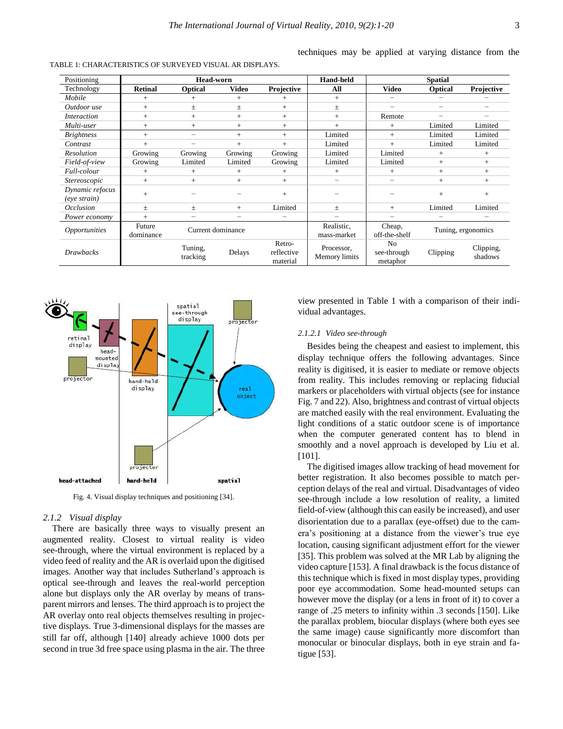techniques may be applied at varying distance from the

TABLE 1: CHARACTERISTICS OF SURVEYED VISUAL AR DISPLAYS.

| Positioning | Head-worn | | | | Hand-held | Spatial | | |
|---|---|---|---|---|---|---|---|---|
| Technology | **Retinal** | **Optical** | **Video** | **Projective** | **All** | **Video** | **Optical** | **Projective** |
| *Mobile* | + | + | + | + | + | – | – | – |
| *Outdoor use* | + | ± | ± | + | ± | – | – | – |
| *Interaction* | + | + | + | + | + | Remote | – | – |
| *Multi-user* | + | + | + | + | + | + | Limited | Limited |
| *Brightness* | + | – | + | + | Limited | + | Limited | Limited |
| *Contrast* | + | – | + | + | Limited | + | Limited | Limited |
| *Resolution* | Growing | Growing | Growing | Growing | Limited | Limited | + | + |
| *Field-of-view* | Growing | Limited | Limited | Growing | Limited | Limited | + | + |
| *Full-colour* | + | + | + | + | + | + | + | + |
| *Stereoscopic* | + | + | + | + | – | – | + | + |
| *Dynamic refocus (eye strain)* | + | – | – | + | – | – | + | + |
| *Occlusion* | ± | ± | + | Limited | ± | + | Limited | Limited |
| *Power economy* | + | – | – | – | – | – | – | – |
| *Opportunities* | Future dominance | Current dominance | | | Realistic, mass-market | Cheap, off-the-shelf | Tuning, ergonomics | |
| *Drawbacks* | | Tuning, tracking | Delays | Retro-reflective material | Processor, Memory limits | No see-through metaphor | Clipping | Clipping, shadows |

Fig. 4. Visual display techniques and positioning [34].

### 2.1.2 Visual display

There are basically three ways to visually present an augmented reality. Closest to virtual reality is video see-through, where the virtual environment is replaced by a video feed of reality and the AR is overlaid upon the digitised images. Another way that includes Sutherland's approach is optical see-through and leaves the real-world perception alone but displays only the AR overlay by means of transparent mirrors and lenses. The third approach is to project the AR overlay onto real objects themselves resulting in projective displays. True 3-dimensional displays for the masses are still far off, although [140] already achieve 1000 dots per second in true 3d free space using plasma in the air. The three techniques may be applied at varying distance from the view presented in Table 1 with a comparison of their individual advantages.

#### 2.1.2.1 Video see-through

Besides being the cheapest and easiest to implement, this display technique offers the following advantages. Since reality is digitised, it is easier to mediate or remove objects from reality. This includes removing or replacing fiducial markers or placeholders with virtual objects (see for instance Fig. 7 and 22). Also, brightness and contrast of virtual objects are matched easily with the real environment. Evaluating the light conditions of a static outdoor scene is of importance when the computer generated content has to blend in smoothly and a novel approach is developed by Liu et al. [101].

The digitised images allow tracking of head movement for better registration. It also becomes possible to match perception delays of the real and virtual. Disadvantages of video see-through include a low resolution of reality, a limited field-of-view (although this can easily be increased), and user disorientation due to a parallax (eye-offset) due to the camera's positioning at a distance from the viewer's true eye location, causing significant adjustment effort for the viewer [35]. This problem was solved at the MR Lab by aligning the video capture [153]. A final drawback is the focus distance of this technique which is fixed in most display types, providing poor eye accommodation. Some head-mounted setups can however move the display (or a lens in front of it) to cover a range of .25 meters to infinity within .3 seconds [150]. Like the parallax problem, biocular displays (where both eyes see the same image) cause significantly more discomfort than monocular or binocular displays, both in eye strain and fatigue [53].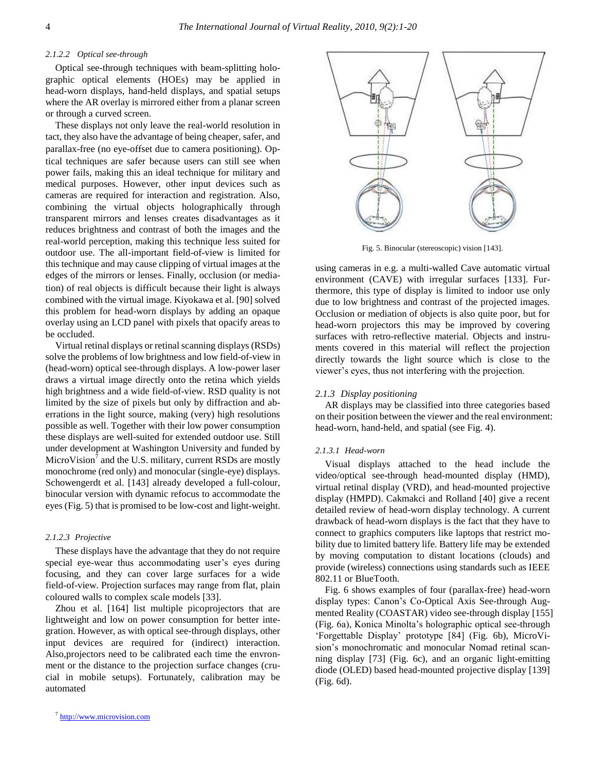#### 2.1.2.2 Optical see-through

Optical see-through techniques with beam-splitting holographic optical elements (HOEs) may be applied in head-worn displays, hand-held displays, and spatial setups where the AR overlay is mirrored either from a planar screen or through a curved screen.

These displays not only leave the real-world resolution in tact, they also have the advantage of being cheaper, safer, and parallax-free (no eye-offset due to camera positioning). Optical techniques are safer because users can still see when power fails, making this an ideal technique for military and medical purposes. However, other input devices such as cameras are required for interaction and registration. Also, combining the virtual objects holographically through transparent mirrors and lenses creates disadvantages as it reduces brightness and contrast of both the images and the real-world perception, making this technique less suited for outdoor use. The all-important field-of-view is limited for this technique and may cause clipping of virtual images at the edges of the mirrors or lenses. Finally, occlusion (or mediation) of real objects is difficult because their light is always combined with the virtual image. Kiyokawa et al. [90] solved this problem for head-worn displays by adding an opaque overlay using an LCD panel with pixels that opacify areas to be occluded.

Virtual retinal displays or retinal scanning displays (RSDs) solve the problems of low brightness and low field-of-view in (head-worn) optical see-through displays. A low-power laser draws a virtual image directly onto the retina which yields high brightness and a wide field-of-view. RSD quality is not limited by the size of pixels but only by diffraction and aberrations in the light source, making (very) high resolutions possible as well. Together with their low power consumption these displays are well-suited for extended outdoor use. Still under development at Washington University and funded by MicroVision[7] and the U.S. military, current RSDs are mostly monochrome (red only) and monocular (single-eye) displays. Schowengerdt et al. [143] already developed a full-colour, binocular version with dynamic refocus to accommodate the eyes (Fig. 5) that is promised to be low-cost and light-weight.

Fig. 5. Binocular (stereoscopic) vision [143].

#### 2.1.2.3 Projective

These displays have the advantage that they do not require special eye-wear thus accommodating user's eyes during focusing, and they can cover large surfaces for a wide field-of-view. Projection surfaces may range from flat, plain coloured walls to complex scale models [33].

Zhou et al. [164] list multiple picoprojectors that are lightweight and low on power consumption for better integration. However, as with optical see-through displays, other input devices are required for (indirect) interaction. Also,projectors need to be calibrated each time the envronment or the distance to the projection surface changes (crucial in mobile setups). Fortunately, calibration may be automated using cameras in e.g. a multi-walled Cave automatic virtual environment (CAVE) with irregular surfaces [133]. Furthermore, this type of display is limited to indoor use only due to low brightness and contrast of the projected images. Occlusion or mediation of objects is also quite poor, but for head-worn projectors this may be improved by covering surfaces with retro-reflective material. Objects and instruments covered in this material will reflect the projection directly towards the light source which is close to the viewer's eyes, thus not interfering with the projection.

### 2.1.3 Display positioning

AR displays may be classified into three categories based on their position between the viewer and the real environment: head-worn, hand-held, and spatial (see Fig. 4).

#### 2.1.3.1 Head-worn

Visual displays attached to the head include the video/optical see-through head-mounted display (HMD), virtual retinal display (VRD), and head-mounted projective display (HMPD). Cakmakci and Rolland [40] give a recent detailed review of head-worn display technology. A current drawback of head-worn displays is the fact that they have to connect to graphics computers like laptops that restrict mobility due to limited battery life. Battery life may be extended by moving computation to distant locations (clouds) and provide (wireless) connections using standards such as IEEE 802.11 or BlueTooth.

Fig. 6 shows examples of four (parallax-free) head-worn display types: Canon's Co-Optical Axis See-through Augmented Reality (COASTAR) video see-through display [155] (Fig. 6a), Konica Minolta's holographic optical see-through 'Forgettable Display' prototype [84] (Fig. 6b), MicroVision's monochromatic and monocular Nomad retinal scanning display [73] (Fig. 6c), and an organic light-emitting diode (OLED) based head-mounted projective display [139] (Fig. 6d).

[7] http://www.microvision.com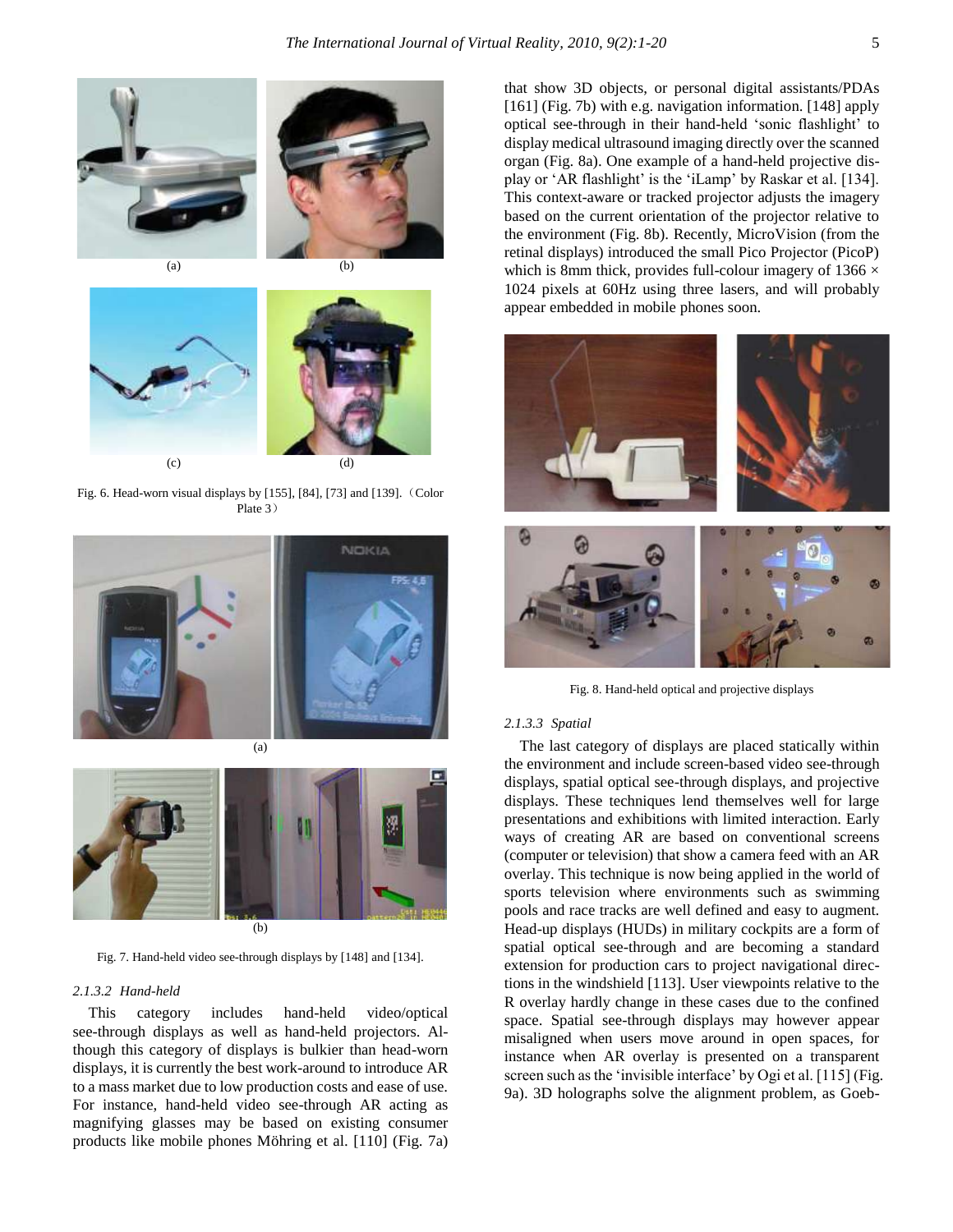Fig. 6. Head-worn visual displays by [155], [84], [73] and [139]. (Color Plate 3)

Fig. 7. Hand-held video see-through displays by [148] and [134].

#### 2.1.3.2 Hand-held

This category includes hand-held video/optical see-through displays as well as hand-held projectors. Although this category of displays is bulkier than head-worn displays, it is currently the best work-around to introduce AR to a mass market due to low production costs and ease of use. For instance, hand-held video see-through AR acting as magnifying glasses may be based on existing consumer products like mobile phones Möhring et al. [110] (Fig. 7a) that show 3D objects, or personal digital assistants/PDAs [161] (Fig. 7b) with e.g. navigation information. [148] apply optical see-through in their hand-held 'sonic flashlight' to display medical ultrasound imaging directly over the scanned organ (Fig. 8a). One example of a hand-held projective display or 'AR flashlight' is the 'iLamp' by Raskar et al. [134]. This context-aware or tracked projector adjusts the imagery based on the current orientation of the projector relative to the environment (Fig. 8b). Recently, MicroVision (from the retinal displays) introduced the small Pico Projector (PicoP) which is 8mm thick, provides full-colour imagery of 1366 × 1024 pixels at 60Hz using three lasers, and will probably appear embedded in mobile phones soon.

Fig. 8. Hand-held optical and projective displays

#### 2.1.3.3 Spatial

The last category of displays are placed statically within the environment and include screen-based video see-through displays, spatial optical see-through displays, and projective displays. These techniques lend themselves well for large presentations and exhibitions with limited interaction. Early ways of creating AR are based on conventional screens (computer or television) that show a camera feed with an AR overlay. This technique is now being applied in the world of sports television where environments such as swimming pools and race tracks are well defined and easy to augment. Head-up displays (HUDs) in military cockpits are a form of spatial optical see-through and are becoming a standard extension for production cars to project navigational directions in the windshield [113]. User viewpoints relative to the R overlay hardly change in these cases due to the confined space. Spatial see-through displays may however appear misaligned when users move around in open spaces, for instance when AR overlay is presented on a transparent screen such as the 'invisible interface' by Ogi et al. [115] (Fig. 9a). 3D holographs solve the alignment problem, as Goeb-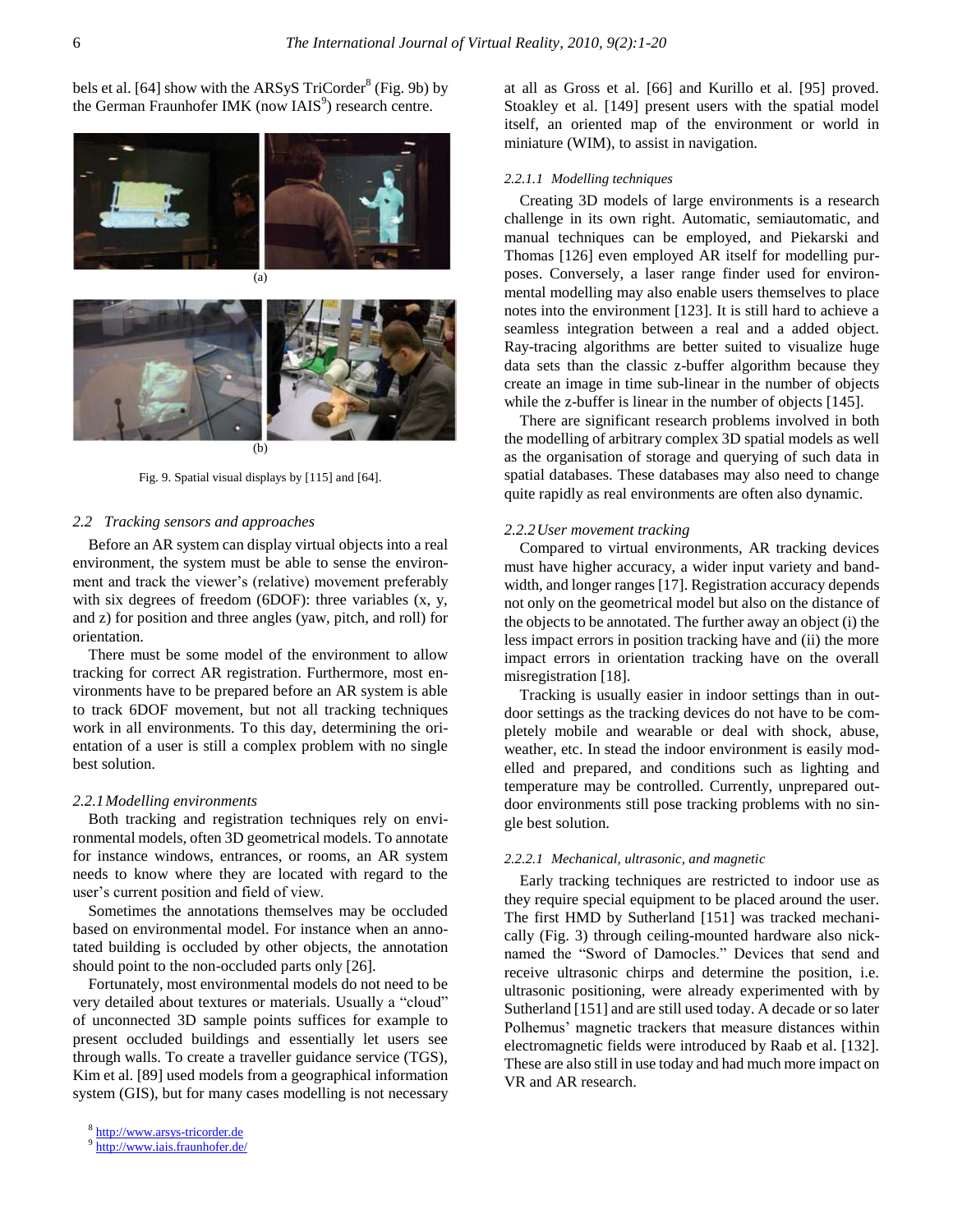bels et al. [64] show with the ARSyS TriCorder[8] (Fig. 9b) by the German Fraunhofer IMK (now IAIS[9]) research centre.

Fig. 9. Spatial visual displays by [115] and [64].

### 2.2 Tracking sensors and approaches

Before an AR system can display virtual objects into a real environment, the system must be able to sense the environment and track the viewer's (relative) movement preferably with six degrees of freedom (6DOF): three variables (x, y, and z) for position and three angles (yaw, pitch, and roll) for orientation.

There must be some model of the environment to allow tracking for correct AR registration. Furthermore, most environments have to be prepared before an AR system is able to track 6DOF movement, but not all tracking techniques work in all environments. To this day, determining the orientation of a user is still a complex problem with no single best solution.

#### 2.2.1 Modelling environments

Both tracking and registration techniques rely on environmental models, often 3D geometrical models. To annotate for instance windows, entrances, or rooms, an AR system needs to know where they are located with regard to the user's current position and field of view.

Sometimes the annotations themselves may be occluded based on environmental model. For instance when an annotated building is occluded by other objects, the annotation should point to the non-occluded parts only [26].

Fortunately, most environmental models do not need to be very detailed about textures or materials. Usually a "cloud" of unconnected 3D sample points suffices for example to present occluded buildings and essentially let users see through walls. To create a traveller guidance service (TGS), Kim et al. [89] used models from a geographical information system (GIS), but for many cases modelling is not necessary at all as Gross et al. [66] and Kurillo et al. [95] proved. Stoakley et al. [149] present users with the spatial model itself, an oriented map of the environment or world in miniature (WIM), to assist in navigation.

##### 2.2.1.1 Modelling techniques

Creating 3D models of large environments is a research challenge in its own right. Automatic, semiautomatic, and manual techniques can be employed, and Piekarski and Thomas [126] even employed AR itself for modelling purposes. Conversely, a laser range finder used for environmental modelling may also enable users themselves to place notes into the environment [123]. It is still hard to achieve a seamless integration between a real and a added object. Ray-tracing algorithms are better suited to visualize huge data sets than the classic z-buffer algorithm because they create an image in time sub-linear in the number of objects while the z-buffer is linear in the number of objects [145].

There are significant research problems involved in both the modelling of arbitrary complex 3D spatial models as well as the organisation of storage and querying of such data in spatial databases. These databases may also need to change quite rapidly as real environments are often also dynamic.

#### 2.2.2 User movement tracking

Compared to virtual environments, AR tracking devices must have higher accuracy, a wider input variety and bandwidth, and longer ranges [17]. Registration accuracy depends not only on the geometrical model but also on the distance of the objects to be annotated. The further away an object (i) the less impact errors in position tracking have and (ii) the more impact errors in orientation tracking have on the overall misregistration [18].

Tracking is usually easier in indoor settings than in outdoor settings as the tracking devices do not have to be completely mobile and wearable or deal with shock, abuse, weather, etc. In stead the indoor environment is easily modelled and prepared, and conditions such as lighting and temperature may be controlled. Currently, unprepared outdoor environments still pose tracking problems with no single best solution.

##### 2.2.2.1 Mechanical, ultrasonic, and magnetic

Early tracking techniques are restricted to indoor use as they require special equipment to be placed around the user. The first HMD by Sutherland [151] was tracked mechanically (Fig. 3) through ceiling-mounted hardware also nicknamed the "Sword of Damocles." Devices that send and receive ultrasonic chirps and determine the position, i.e. ultrasonic positioning, were already experimented with by Sutherland [151] and are still used today. A decade or so later Polhemus' magnetic trackers that measure distances within electromagnetic fields were introduced by Raab et al. [132]. These are also still in use today and had much more impact on VR and AR research.

[8] http://www.arsys-tricorder.de

[9] http://www.iais.fraunhofer.de/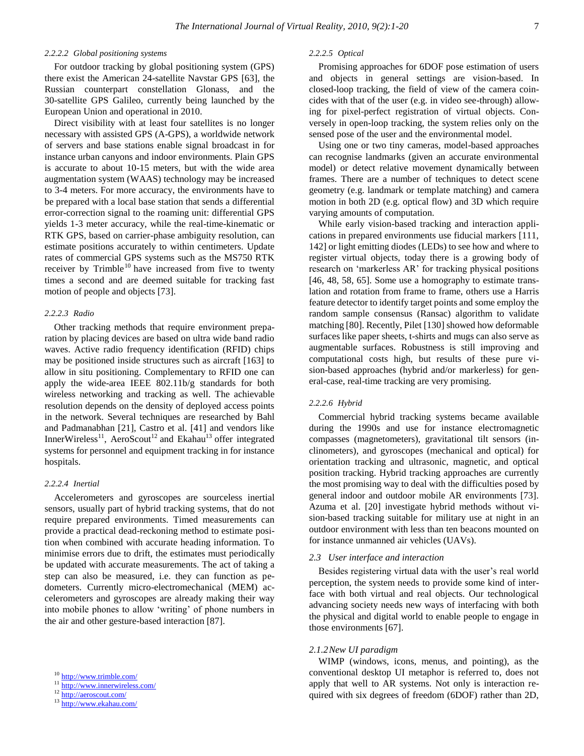#### 2.2.2.2 Global positioning systems

For outdoor tracking by global positioning system (GPS) there exist the American 24-satellite Navstar GPS [63], the Russian counterpart constellation Glonass, and the 30-satellite GPS Galileo, currently being launched by the European Union and operational in 2010.

Direct visibility with at least four satellites is no longer necessary with assisted GPS (A-GPS), a worldwide network of servers and base stations enable signal broadcast in for instance urban canyons and indoor environments. Plain GPS is accurate to about 10-15 meters, but with the wide area augmentation system (WAAS) technology may be increased to 3-4 meters. For more accuracy, the environments have to be prepared with a local base station that sends a differential error-correction signal to the roaming unit: differential GPS yields 1-3 meter accuracy, while the real-time-kinematic or RTK GPS, based on carrier-phase ambiguity resolution, can estimate positions accurately to within centimeters. Update rates of commercial GPS systems such as the MS750 RTK receiver by Trimble[10] have increased from five to twenty times a second and are deemed suitable for tracking fast motion of people and objects [73].

#### 2.2.2.3 Radio

Other tracking methods that require environment preparation by placing devices are based on ultra wide band radio waves. Active radio frequency identification (RFID) chips may be positioned inside structures such as aircraft [163] to allow in situ positioning. Complementary to RFID one can apply the wide-area IEEE 802.11b/g standards for both wireless networking and tracking as well. The achievable resolution depends on the density of deployed access points in the network. Several techniques are researched by Bahl and Padmanabhan [21], Castro et al. [41] and vendors like InnerWireless[11], AeroScout[12] and Ekahau[13] offer integrated systems for personnel and equipment tracking in for instance hospitals.

#### 2.2.2.4 Inertial

Accelerometers and gyroscopes are sourceless inertial sensors, usually part of hybrid tracking systems, that do not require prepared environments. Timed measurements can provide a practical dead-reckoning method to estimate position when combined with accurate heading information. To minimise errors due to drift, the estimates must periodically be updated with accurate measurements. The act of taking a step can also be measured, i.e. they can function as pedometers. Currently micro-electromechanical (MEM) accelerometers and gyroscopes are already making their way into mobile phones to allow 'writing' of phone numbers in the air and other gesture-based interaction [87].

#### 2.2.2.5 Optical

Promising approaches for 6DOF pose estimation of users and objects in general settings are vision-based. In closed-loop tracking, the field of view of the camera coincides with that of the user (e.g. in video see-through) allowing for pixel-perfect registration of virtual objects. Conversely in open-loop tracking, the system relies only on the sensed pose of the user and the environmental model.

Using one or two tiny cameras, model-based approaches can recognise landmarks (given an accurate environmental model) or detect relative movement dynamically between frames. There are a number of techniques to detect scene geometry (e.g. landmark or template matching) and camera motion in both 2D (e.g. optical flow) and 3D which require varying amounts of computation.

While early vision-based tracking and interaction applications in prepared environments use fiducial markers [111, 142] or light emitting diodes (LEDs) to see how and where to register virtual objects, today there is a growing body of research on 'markerless AR' for tracking physical positions [46, 48, 58, 65]. Some use a homography to estimate translation and rotation from frame to frame, others use a Harris feature detector to identify target points and some employ the random sample consensus (Ransac) algorithm to validate matching [80]. Recently, Pilet [130] showed how deformable surfaces like paper sheets, t-shirts and mugs can also serve as augmentable surfaces. Robustness is still improving and computational costs high, but results of these pure vision-based approaches (hybrid and/or markerless) for general-case, real-time tracking are very promising.

#### 2.2.2.6 Hybrid

Commercial hybrid tracking systems became available during the 1990s and use for instance electromagnetic compasses (magnetometers), gravitational tilt sensors (inclinometers), and gyroscopes (mechanical and optical) for orientation tracking and ultrasonic, magnetic, and optical position tracking. Hybrid tracking approaches are currently the most promising way to deal with the difficulties posed by general indoor and outdoor mobile AR environments [73]. Azuma et al. [20] investigate hybrid methods without vision-based tracking suitable for military use at night in an outdoor environment with less than ten beacons mounted on for instance unmanned air vehicles (UAVs).

### 2.3 User interface and interaction

Besides registering virtual data with the user's real world perception, the system needs to provide some kind of interface with both virtual and real objects. Our technological advancing society needs new ways of interfacing with both the physical and digital world to enable people to engage in those environments [67].

### 2.1.2 New UI paradigm

WIMP (windows, icons, menus, and pointing), as the conventional desktop UI metaphor is referred to, does not apply that well to AR systems. Not only is interaction required with six degrees of freedom (6DOF) rather than 2D,

[10] http://www.trimble.com/
[11] http://www.innerwireless.com/
[12] http://aeroscout.com/
[13] http://www.ekahau.com/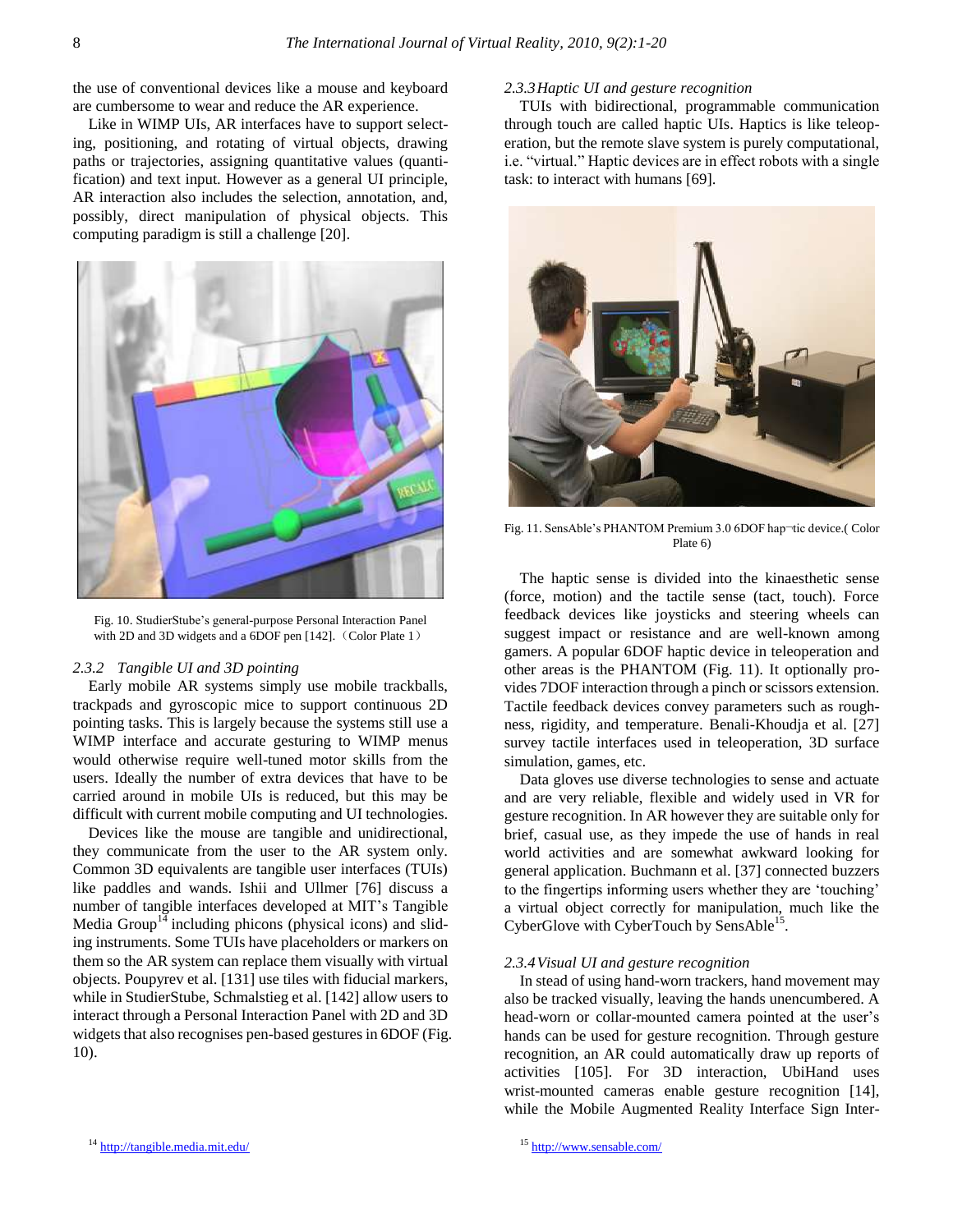the use of conventional devices like a mouse and keyboard are cumbersome to wear and reduce the AR experience.

Like in WIMP UIs, AR interfaces have to support selecting, positioning, and rotating of virtual objects, drawing paths or trajectories, assigning quantitative values (quantification) and text input. However as a general UI principle, AR interaction also includes the selection, annotation, and, possibly, direct manipulation of physical objects. This computing paradigm is still a challenge [20].

Fig. 10. StudierStube's general-purpose Personal Interaction Panel with 2D and 3D widgets and a 6DOF pen [142].（Color Plate 1）

### 2.3.2 Tangible UI and 3D pointing

Early mobile AR systems simply use mobile trackballs, trackpads and gyroscopic mice to support continuous 2D pointing tasks. This is largely because the systems still use a WIMP interface and accurate gesturing to WIMP menus would otherwise require well-tuned motor skills from the users. Ideally the number of extra devices that have to be carried around in mobile UIs is reduced, but this may be difficult with current mobile computing and UI technologies.

Devices like the mouse are tangible and unidirectional, they communicate from the user to the AR system only. Common 3D equivalents are tangible user interfaces (TUIs) like paddles and wands. Ishii and Ullmer [76] discuss a number of tangible interfaces developed at MIT's Tangible Media Group[14] including phicons (physical icons) and sliding instruments. Some TUIs have placeholders or markers on them so the AR system can replace them visually with virtual objects. Poupyrev et al. [131] use tiles with fiducial markers, while in StudierStube, Schmalstieg et al. [142] allow users to interact through a Personal Interaction Panel with 2D and 3D widgets that also recognises pen-based gestures in 6DOF (Fig. 10).

### 2.3.3 Haptic UI and gesture recognition

TUIs with bidirectional, programmable communication through touch are called haptic UIs. Haptics is like teleoperation, but the remote slave system is purely computational, i.e. "virtual." Haptic devices are in effect robots with a single task: to interact with humans [69].

Fig. 11. SensAble's PHANTOM Premium 3.0 6DOF hap¬tic device.( Color Plate 6)

The haptic sense is divided into the kinaesthetic sense (force, motion) and the tactile sense (tact, touch). Force feedback devices like joysticks and steering wheels can suggest impact or resistance and are well-known among gamers. A popular 6DOF haptic device in teleoperation and other areas is the PHANTOM (Fig. 11). It optionally provides 7DOF interaction through a pinch or scissors extension. Tactile feedback devices convey parameters such as roughness, rigidity, and temperature. Benali-Khoudja et al. [27] survey tactile interfaces used in teleoperation, 3D surface simulation, games, etc.

Data gloves use diverse technologies to sense and actuate and are very reliable, flexible and widely used in VR for gesture recognition. In AR however they are suitable only for brief, casual use, as they impede the use of hands in real world activities and are somewhat awkward looking for general application. Buchmann et al. [37] connected buzzers to the fingertips informing users whether they are 'touching' a virtual object correctly for manipulation, much like the CyberGlove with CyberTouch by SensAble[15].

### 2.3.4 Visual UI and gesture recognition

In stead of using hand-worn trackers, hand movement may also be tracked visually, leaving the hands unencumbered. A head-worn or collar-mounted camera pointed at the user's hands can be used for gesture recognition. Through gesture recognition, an AR could automatically draw up reports of activities [105]. For 3D interaction, UbiHand uses wrist-mounted cameras enable gesture recognition [14], while the Mobile Augmented Reality Interface Sign Inter-

[14] http://tangible.media.mit.edu/

[15] http://www.sensable.com/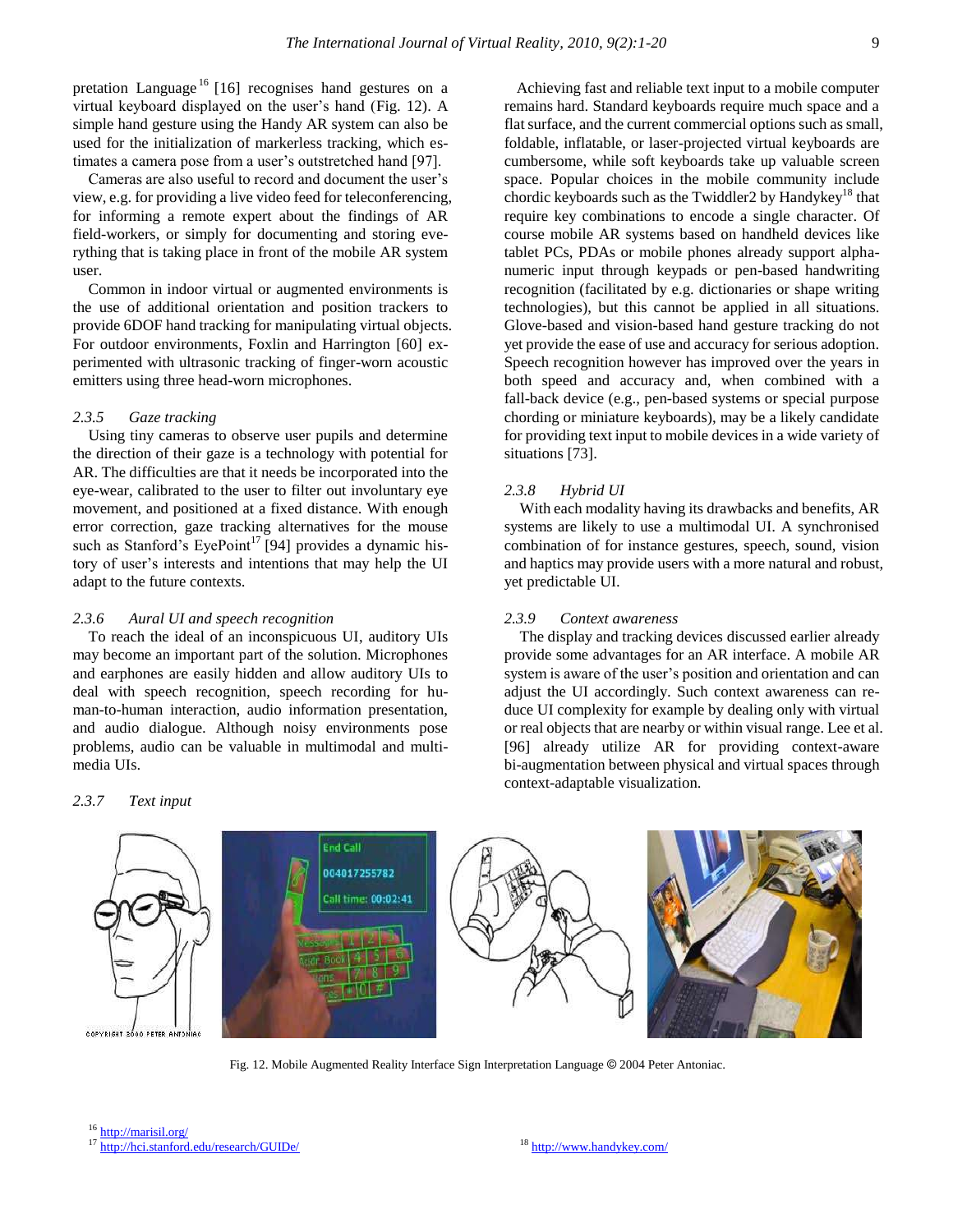pretation Language[16] [16] recognises hand gestures on a virtual keyboard displayed on the user's hand (Fig. 12). A simple hand gesture using the Handy AR system can also be used for the initialization of markerless tracking, which estimates a camera pose from a user's outstretched hand [97].

Cameras are also useful to record and document the user's view, e.g. for providing a live video feed for teleconferencing, for informing a remote expert about the findings of AR field-workers, or simply for documenting and storing everything that is taking place in front of the mobile AR system user.

Common in indoor virtual or augmented environments is the use of additional orientation and position trackers to provide 6DOF hand tracking for manipulating virtual objects. For outdoor environments, Foxlin and Harrington [60] experimented with ultrasonic tracking of finger-worn acoustic emitters using three head-worn microphones.

### 2.3.5 Gaze tracking

Using tiny cameras to observe user pupils and determine the direction of their gaze is a technology with potential for AR. The difficulties are that it needs be incorporated into the eye-wear, calibrated to the user to filter out involuntary eye movement, and positioned at a fixed distance. With enough error correction, gaze tracking alternatives for the mouse such as Stanford's EyePoint[17] [94] provides a dynamic history of user's interests and intentions that may help the UI adapt to the future contexts.

### 2.3.6 Aural UI and speech recognition

To reach the ideal of an inconspicuous UI, auditory UIs may become an important part of the solution. Microphones and earphones are easily hidden and allow auditory UIs to deal with speech recognition, speech recording for human-to-human interaction, audio information presentation, and audio dialogue. Although noisy environments pose problems, audio can be valuable in multimodal and multimedia UIs.

### 2.3.7 Text input

Achieving fast and reliable text input to a mobile computer remains hard. Standard keyboards require much space and a flat surface, and the current commercial options such as small, foldable, inflatable, or laser-projected virtual keyboards are cumbersome, while soft keyboards take up valuable screen space. Popular choices in the mobile community include chordic keyboards such as the Twiddler2 by Handykey[18] that require key combinations to encode a single character. Of course mobile AR systems based on handheld devices like tablet PCs, PDAs or mobile phones already support alphanumeric input through keypads or pen-based handwriting recognition (facilitated by e.g. dictionaries or shape writing technologies), but this cannot be applied in all situations. Glove-based and vision-based hand gesture tracking do not yet provide the ease of use and accuracy for serious adoption. Speech recognition however has improved over the years in both speed and accuracy and, when combined with a fall-back device (e.g., pen-based systems or special purpose chording or miniature keyboards), may be a likely candidate for providing text input to mobile devices in a wide variety of situations [73].

### 2.3.8 Hybrid UI

With each modality having its drawbacks and benefits, AR systems are likely to use a multimodal UI. A synchronised combination of for instance gestures, speech, sound, vision and haptics may provide users with a more natural and robust, yet predictable UI.

### 2.3.9 Context awareness

The display and tracking devices discussed earlier already provide some advantages for an AR interface. A mobile AR system is aware of the user's position and orientation and can adjust the UI accordingly. Such context awareness can reduce UI complexity for example by dealing only with virtual or real objects that are nearby or within visual range. Lee et al. [96] already utilize AR for providing context-aware bi-augmentation between physical and virtual spaces through context-adaptable visualization.

Fig. 12. Mobile Augmented Reality Interface Sign Interpretation Language © 2004 Peter Antoniac.

[16] http://marisil.org/
[17] http://hci.stanford.edu/research/GUIDe/
[18] http://www.handykey.com/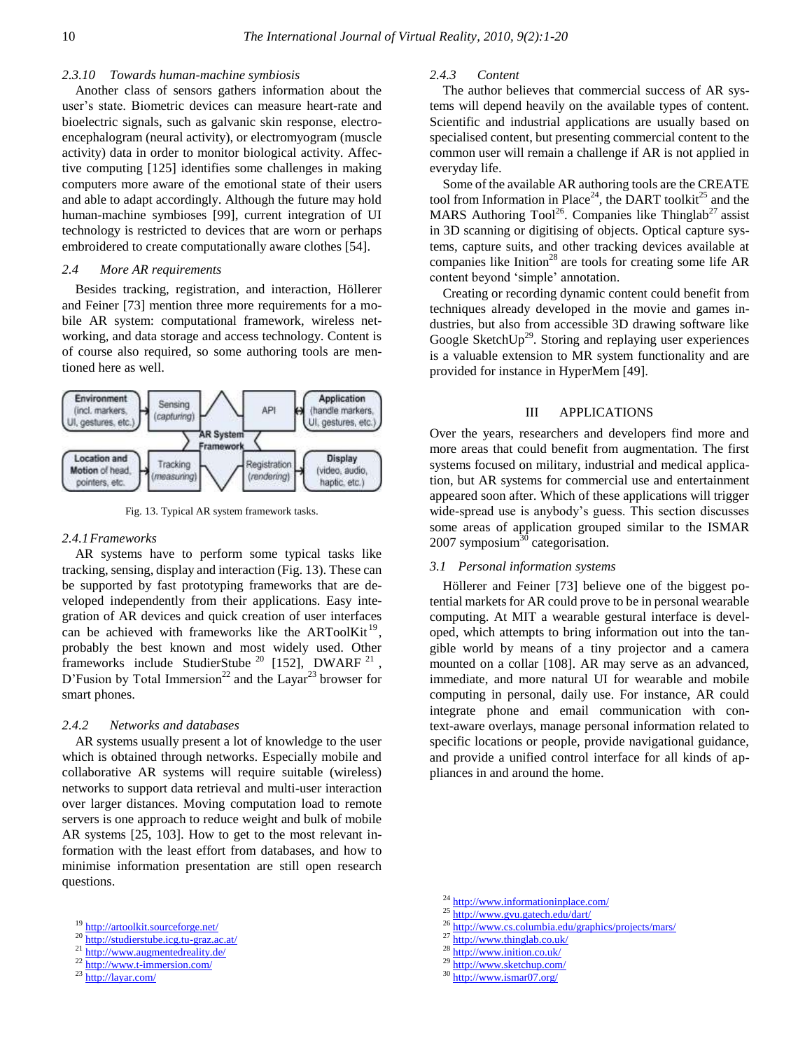### 2.3.10 Towards human-machine symbiosis

Another class of sensors gathers information about the user's state. Biometric devices can measure heart-rate and bioelectric signals, such as galvanic skin response, electroencephalogram (neural activity), or electromyogram (muscle activity) data in order to monitor biological activity. Affective computing [125] identifies some challenges in making computers more aware of the emotional state of their users and able to adapt accordingly. Although the future may hold human-machine symbioses [99], current integration of UI technology is restricted to devices that are worn or perhaps embroidered to create computationally aware clothes [54].

## 2.4 More AR requirements

Besides tracking, registration, and interaction, Höllerer and Feiner [73] mention three more requirements for a mobile AR system: computational framework, wireless networking, and data storage and access technology. Content is of course also required, so some authoring tools are mentioned here as well.

Fig. 13. Typical AR system framework tasks.

### 2.4.1 Frameworks

AR systems have to perform some typical tasks like tracking, sensing, display and interaction (Fig. 13). These can be supported by fast prototyping frameworks that are developed independently from their applications. Easy integration of AR devices and quick creation of user interfaces can be achieved with frameworks like the ARToolKit[19], probably the best known and most widely used. Other frameworks include StudierStube [20] [152], DWARF [21], D'Fusion by Total Immersion[22] and the Layar[23] browser for smart phones.

### 2.4.2 Networks and databases

AR systems usually present a lot of knowledge to the user which is obtained through networks. Especially mobile and collaborative AR systems will require suitable (wireless) networks to support data retrieval and multi-user interaction over larger distances. Moving computation load to remote servers is one approach to reduce weight and bulk of mobile AR systems [25, 103]. How to get to the most relevant information with the least effort from databases, and how to minimise information presentation are still open research questions.

### 2.4.3 Content

The author believes that commercial success of AR systems will depend heavily on the available types of content. Scientific and industrial applications are usually based on specialised content, but presenting commercial content to the common user will remain a challenge if AR is not applied in everyday life.

Some of the available AR authoring tools are the CREATE tool from Information in Place[24], the DART toolkit[25] and the MARS Authoring Tool[26]. Companies like Thinglab[27] assist in 3D scanning or digitising of objects. Optical capture systems, capture suits, and other tracking devices available at companies like Inition[28] are tools for creating some life AR content beyond 'simple' annotation.

Creating or recording dynamic content could benefit from techniques already developed in the movie and games industries, but also from accessible 3D drawing software like Google SketchUp[29]. Storing and replaying user experiences is a valuable extension to MR system functionality and are provided for instance in HyperMem [49].

# III APPLICATIONS

Over the years, researchers and developers find more and more areas that could benefit from augmentation. The first systems focused on military, industrial and medical application, but AR systems for commercial use and entertainment appeared soon after. Which of these applications will trigger wide-spread use is anybody's guess. This section discusses some areas of application grouped similar to the ISMAR 2007 symposium[30] categorisation.

## 3.1 Personal information systems

Höllerer and Feiner [73] believe one of the biggest potential markets for AR could prove to be in personal wearable computing. At MIT a wearable gestural interface is developed, which attempts to bring information out into the tangible world by means of a tiny projector and a camera mounted on a collar [108]. AR may serve as an advanced, immediate, and more natural UI for wearable and mobile computing in personal, daily use. For instance, AR could integrate phone and email communication with context-aware overlays, manage personal information related to specific locations or people, provide navigational guidance, and provide a unified control interface for all kinds of appliances in and around the home.

---

[19] http://artoolkit.sourceforge.net/
[20] http://studierstube.icg.tu-graz.ac.at/
[21] http://www.augmentedreality.de/
[22] http://www.t-immersion.com/
[23] http://layar.com/
[24] http://www.informationinplace.com/
[25] http://www.gvu.gatech.edu/dart/
[26] http://www.cs.columbia.edu/graphics/projects/mars/
[27] http://www.thinglab.co.uk/
[28] http://www.inition.co.uk/
[29] http://www.sketchup.com/
[30] http://www.ismar07.org/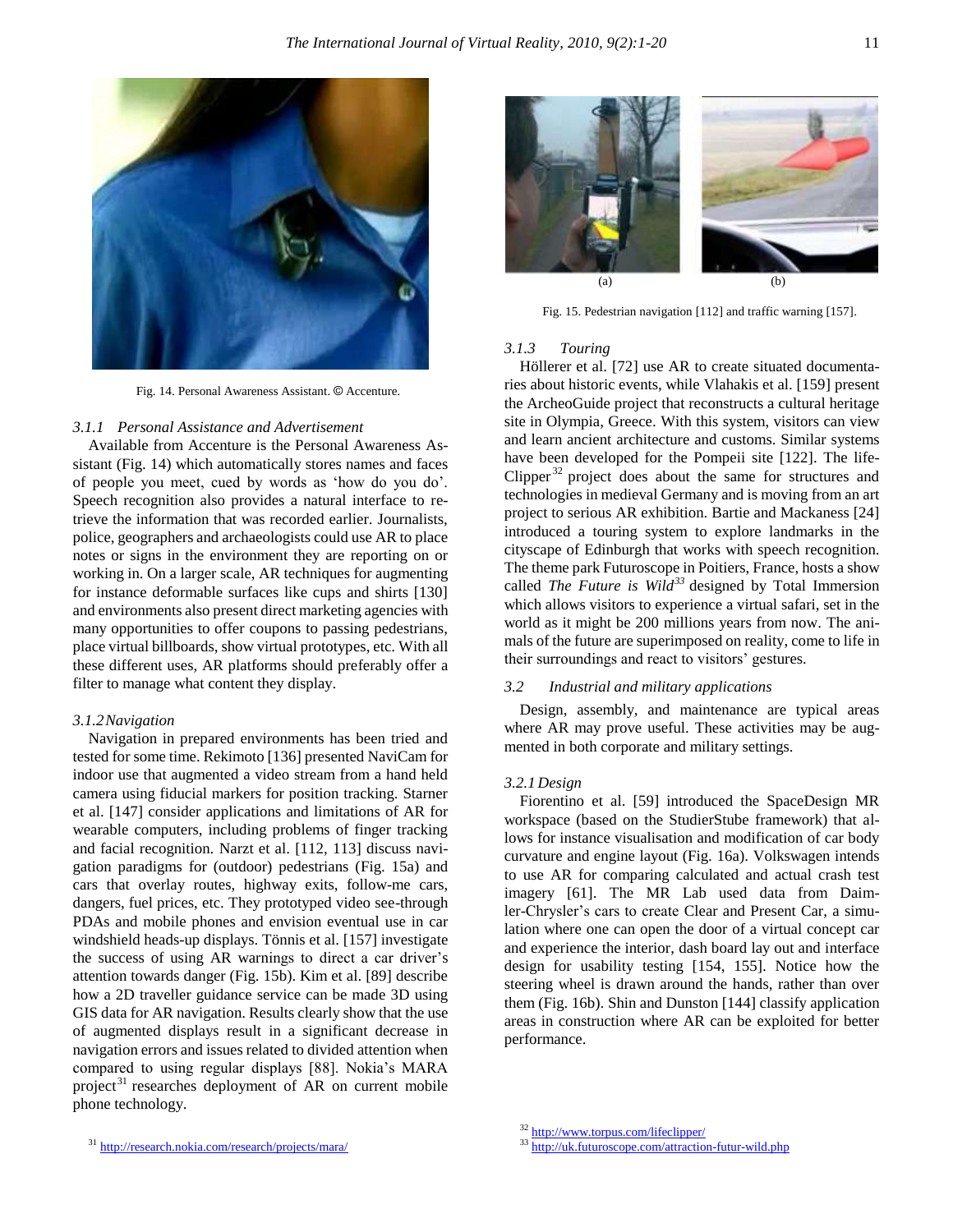Fig. 14. Personal Awareness Assistant. © Accenture.

#### 3.1.1 Personal Assistance and Advertisement

Available from Accenture is the Personal Awareness Assistant (Fig. 14) which automatically stores names and faces of people you meet, cued by words as 'how do you do'. Speech recognition also provides a natural interface to retrieve the information that was recorded earlier. Journalists, police, geographers and archaeologists could use AR to place notes or signs in the environment they are reporting on or working in. On a larger scale, AR techniques for augmenting for instance deformable surfaces like cups and shirts [130] and environments also present direct marketing agencies with many opportunities to offer coupons to passing pedestrians, place virtual billboards, show virtual prototypes, etc. With all these different uses, AR platforms should preferably offer a filter to manage what content they display.

#### 3.1.2 Navigation

Navigation in prepared environments has been tried and tested for some time. Rekimoto [136] presented NaviCam for indoor use that augmented a video stream from a hand held camera using fiducial markers for position tracking. Starner et al. [147] consider applications and limitations of AR for wearable computers, including problems of finger tracking and facial recognition. Narzt et al. [112, 113] discuss navigation paradigms for (outdoor) pedestrians (Fig. 15a) and cars that overlay routes, highway exits, follow-me cars, dangers, fuel prices, etc. They prototyped video see-through PDAs and mobile phones and envision eventual use in car windshield heads-up displays. Tönnis et al. [157] investigate the success of using AR warnings to direct a car driver's attention towards danger (Fig. 15b). Kim et al. [89] describe how a 2D traveller guidance service can be made 3D using GIS data for AR navigation. Results clearly show that the use of augmented displays result in a significant decrease in navigation errors and issues related to divided attention when compared to using regular displays [88]. Nokia's MARA project[31] researches deployment of AR on current mobile phone technology.

(a) (b)

Fig. 15. Pedestrian navigation [112] and traffic warning [157].

#### 3.1.3 Touring

Höllerer et al. [72] use AR to create situated documentaries about historic events, while Vlahakis et al. [159] present the ArcheoGuide project that reconstructs a cultural heritage site in Olympia, Greece. With this system, visitors can view and learn ancient architecture and customs. Similar systems have been developed for the Pompeii site [122]. The lifeClipper[32] project does about the same for structures and technologies in medieval Germany and is moving from an art project to serious AR exhibition. Bartie and Mackaness [24] introduced a touring system to explore landmarks in the cityscape of Edinburgh that works with speech recognition. The theme park Futuroscope in Poitiers, France, hosts a show called *The Future is Wild*[33] designed by Total Immersion which allows visitors to experience a virtual safari, set in the world as it might be 200 millions years from now. The animals of the future are superimposed on reality, come to life in their surroundings and react to visitors' gestures.

### 3.2 Industrial and military applications

Design, assembly, and maintenance are typical areas where AR may prove useful. These activities may be augmented in both corporate and military settings.

#### 3.2.1 Design

Fiorentino et al. [59] introduced the SpaceDesign MR workspace (based on the StudierStube framework) that allows for instance visualisation and modification of car body curvature and engine layout (Fig. 16a). Volkswagen intends to use AR for comparing calculated and actual crash test imagery [61]. The MR Lab used data from Daimler-Chrysler's cars to create Clear and Present Car, a simulation where one can open the door of a virtual concept car and experience the interior, dash board lay out and interface design for usability testing [154, 155]. Notice how the steering wheel is drawn around the hands, rather than over them (Fig. 16b). Shin and Dunston [144] classify application areas in construction where AR can be exploited for better performance.

[31] http://research.nokia.com/research/projects/mara/

[32] http://www.torpus.com/lifeclipper/

[33] http://uk.futuroscope.com/attraction-futur-wild.php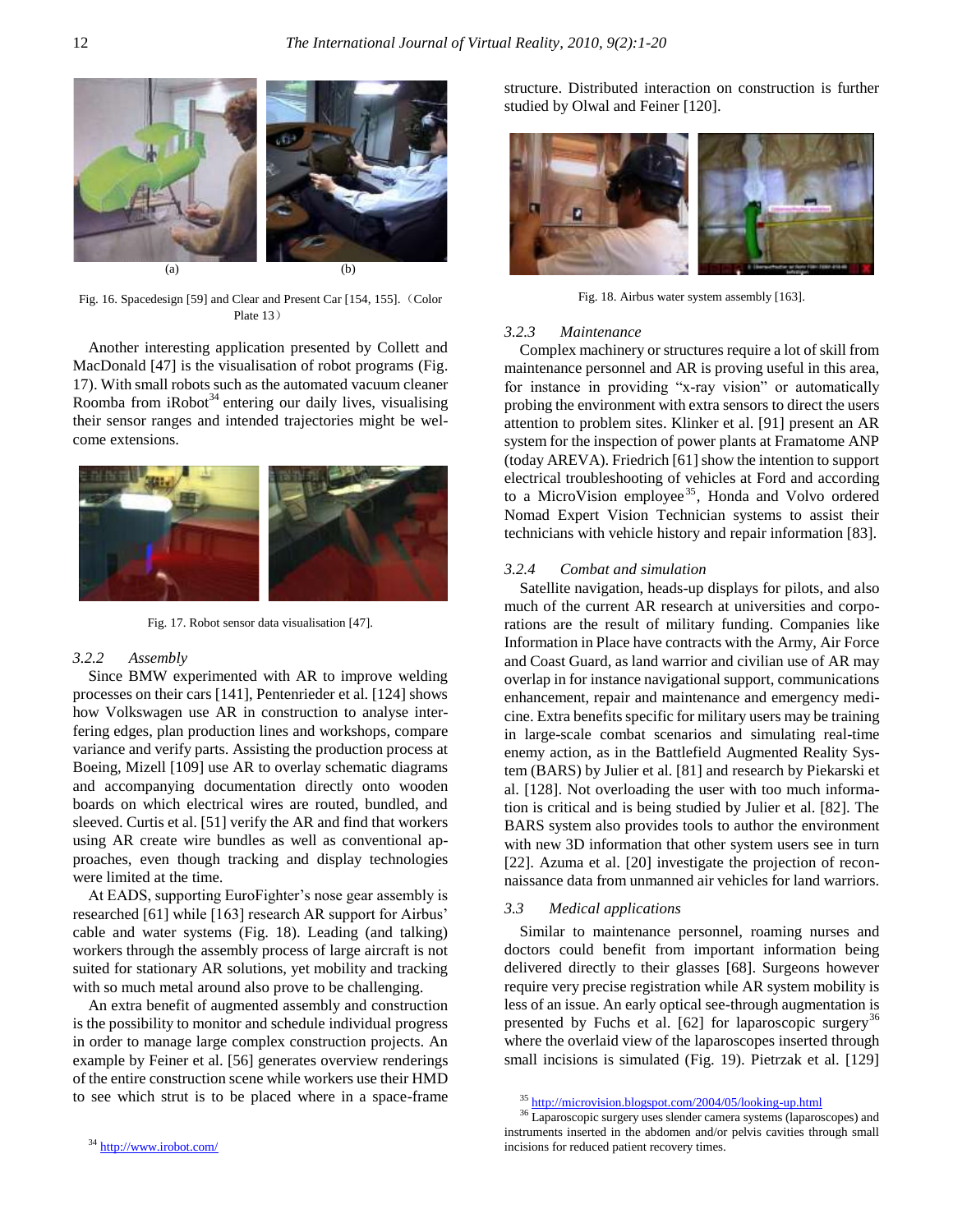(a) (b)

Fig. 16. Spacedesign [59] and Clear and Present Car [154, 155].（Color Plate 13）

Another interesting application presented by Collett and MacDonald [47] is the visualisation of robot programs (Fig. 17). With small robots such as the automated vacuum cleaner Roomba from iRobot[34] entering our daily lives, visualising their sensor ranges and intended trajectories might be welcome extensions.

Fig. 17. Robot sensor data visualisation [47].

### 3.2.2 Assembly

Since BMW experimented with AR to improve welding processes on their cars [141], Pentenrieder et al. [124] shows how Volkswagen use AR in construction to analyse interfering edges, plan production lines and workshops, compare variance and verify parts. Assisting the production process at Boeing, Mizell [109] use AR to overlay schematic diagrams and accompanying documentation directly onto wooden boards on which electrical wires are routed, bundled, and sleeved. Curtis et al. [51] verify the AR and find that workers using AR create wire bundles as well as conventional approaches, even though tracking and display technologies were limited at the time.

At EADS, supporting EuroFighter's nose gear assembly is researched [61] while [163] research AR support for Airbus' cable and water systems (Fig. 18). Leading (and talking) workers through the assembly process of large aircraft is not suited for stationary AR solutions, yet mobility and tracking with so much metal around also prove to be challenging.

An extra benefit of augmented assembly and construction is the possibility to monitor and schedule individual progress in order to manage large complex construction projects. An example by Feiner et al. [56] generates overview renderings of the entire construction scene while workers use their HMD to see which strut is to be placed where in a space-frame structure. Distributed interaction on construction is further studied by Olwal and Feiner [120].

Fig. 18. Airbus water system assembly [163].

### 3.2.3 Maintenance

Complex machinery or structures require a lot of skill from maintenance personnel and AR is proving useful in this area, for instance in providing "x-ray vision" or automatically probing the environment with extra sensors to direct the users attention to problem sites. Klinker et al. [91] present an AR system for the inspection of power plants at Framatome ANP (today AREVA). Friedrich [61] show the intention to support electrical troubleshooting of vehicles at Ford and according to a MicroVision employee[35], Honda and Volvo ordered Nomad Expert Vision Technician systems to assist their technicians with vehicle history and repair information [83].

### 3.2.4 Combat and simulation

Satellite navigation, heads-up displays for pilots, and also much of the current AR research at universities and corporations are the result of military funding. Companies like Information in Place have contracts with the Army, Air Force and Coast Guard, as land warrior and civilian use of AR may overlap in for instance navigational support, communications enhancement, repair and maintenance and emergency medicine. Extra benefits specific for military users may be training in large-scale combat scenarios and simulating real-time enemy action, as in the Battlefield Augmented Reality System (BARS) by Julier et al. [81] and research by Piekarski et al. [128]. Not overloading the user with too much information is critical and is being studied by Julier et al. [82]. The BARS system also provides tools to author the environment with new 3D information that other system users see in turn [22]. Azuma et al. [20] investigate the projection of reconnaissance data from unmanned air vehicles for land warriors.

## 3.3 Medical applications

Similar to maintenance personnel, roaming nurses and doctors could benefit from important information being delivered directly to their glasses [68]. Surgeons however require very precise registration while AR system mobility is less of an issue. An early optical see-through augmentation is presented by Fuchs et al. [62] for laparoscopic surgery[36] where the overlaid view of the laparoscopes inserted through small incisions is simulated (Fig. 19). Pietrzak et al. [129]

[34] http://www.irobot.com/

[35] http://microvision.blogspot.com/2004/05/looking-up.html

[36] Laparoscopic surgery uses slender camera systems (laparoscopes) and instruments inserted in the abdomen and/or pelvis cavities through small incisions for reduced patient recovery times.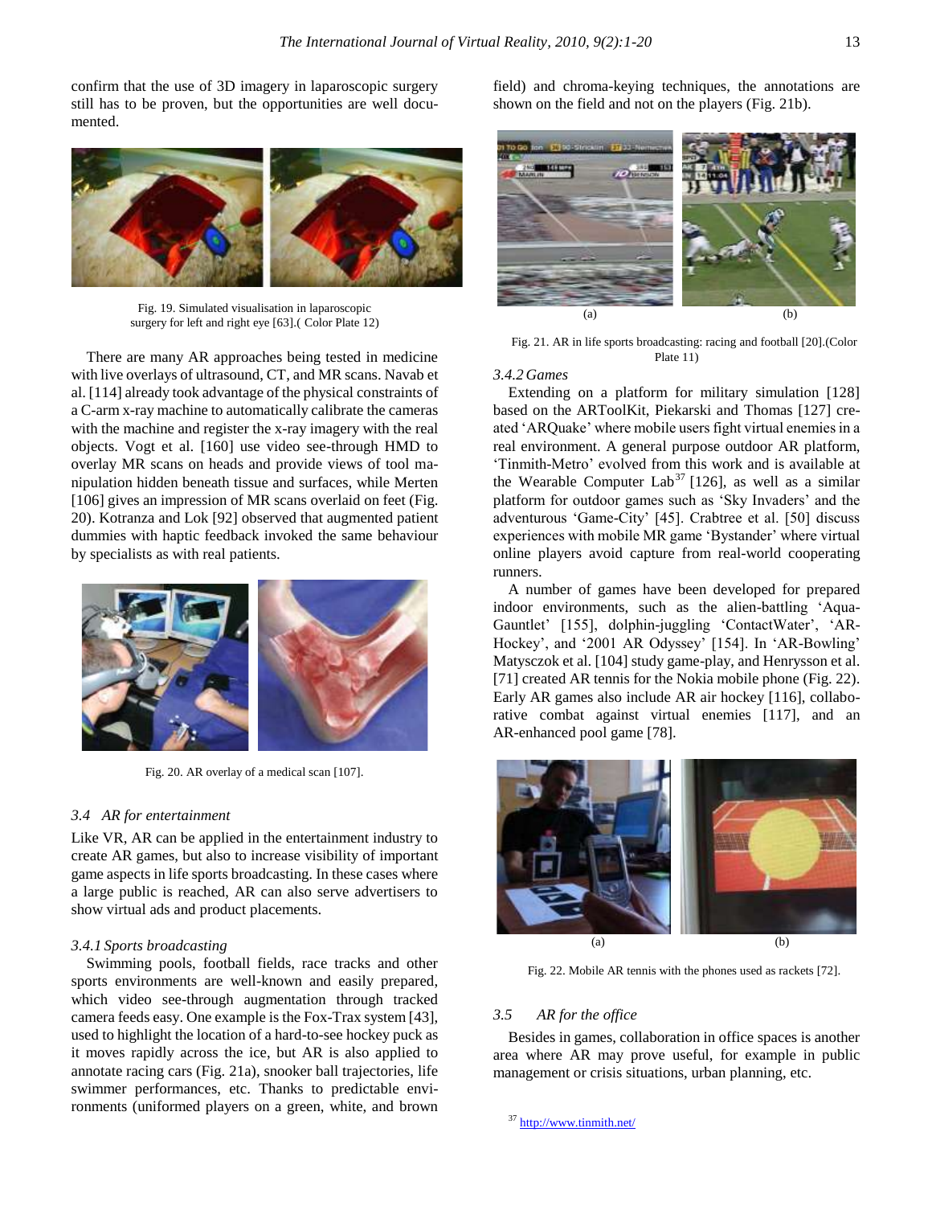confirm that the use of 3D imagery in laparoscopic surgery still has to be proven, but the opportunities are well documented.

Fig. 19. Simulated visualisation in laparoscopic surgery for left and right eye [63].( Color Plate 12)

There are many AR approaches being tested in medicine with live overlays of ultrasound, CT, and MR scans. Navab et al. [114] already took advantage of the physical constraints of a C-arm x-ray machine to automatically calibrate the cameras with the machine and register the x-ray imagery with the real objects. Vogt et al. [160] use video see-through HMD to overlay MR scans on heads and provide views of tool manipulation hidden beneath tissue and surfaces, while Merten [106] gives an impression of MR scans overlaid on feet (Fig. 20). Kotranza and Lok [92] observed that augmented patient dummies with haptic feedback invoked the same behaviour by specialists as with real patients.

Fig. 20. AR overlay of a medical scan [107].

### 3.4 AR for entertainment

Like VR, AR can be applied in the entertainment industry to create AR games, but also to increase visibility of important game aspects in life sports broadcasting. In these cases where a large public is reached, AR can also serve advertisers to show virtual ads and product placements.

#### 3.4.1 Sports broadcasting

Swimming pools, football fields, race tracks and other sports environments are well-known and easily prepared, which video see-through augmentation through tracked camera feeds easy. One example is the Fox-Trax system [43], used to highlight the location of a hard-to-see hockey puck as it moves rapidly across the ice, but AR is also applied to annotate racing cars (Fig. 21a), snooker ball trajectories, life swimmer performances, etc. Thanks to predictable environments (uniformed players on a green, white, and brown field) and chroma-keying techniques, the annotations are shown on the field and not on the players (Fig. 21b).

(a) (b)

Fig. 21. AR in life sports broadcasting: racing and football [20].(Color Plate 11)

#### 3.4.2 Games

Extending on a platform for military simulation [128] based on the ARToolKit, Piekarski and Thomas [127] created 'ARQuake' where mobile users fight virtual enemies in a real environment. A general purpose outdoor AR platform, 'Tinmith-Metro' evolved from this work and is available at the Wearable Computer Lab[37] [126], as well as a similar platform for outdoor games such as 'Sky Invaders' and the adventurous 'Game-City' [45]. Crabtree et al. [50] discuss experiences with mobile MR game 'Bystander' where virtual online players avoid capture from real-world cooperating runners.

A number of games have been developed for prepared indoor environments, such as the alien-battling 'Aqua-Gauntlet' [155], dolphin-juggling 'ContactWater', 'AR-Hockey', and '2001 AR Odyssey' [154]. In 'AR-Bowling' Matysczok et al. [104] study game-play, and Henrysson et al. [71] created AR tennis for the Nokia mobile phone (Fig. 22). Early AR games also include AR air hockey [116], collaborative combat against virtual enemies [117], and an AR-enhanced pool game [78].

(a) (b)

Fig. 22. Mobile AR tennis with the phones used as rackets [72].

### 3.5 AR for the office

Besides in games, collaboration in office spaces is another area where AR may prove useful, for example in public management or crisis situations, urban planning, etc.

[37] http://www.tinmith.net/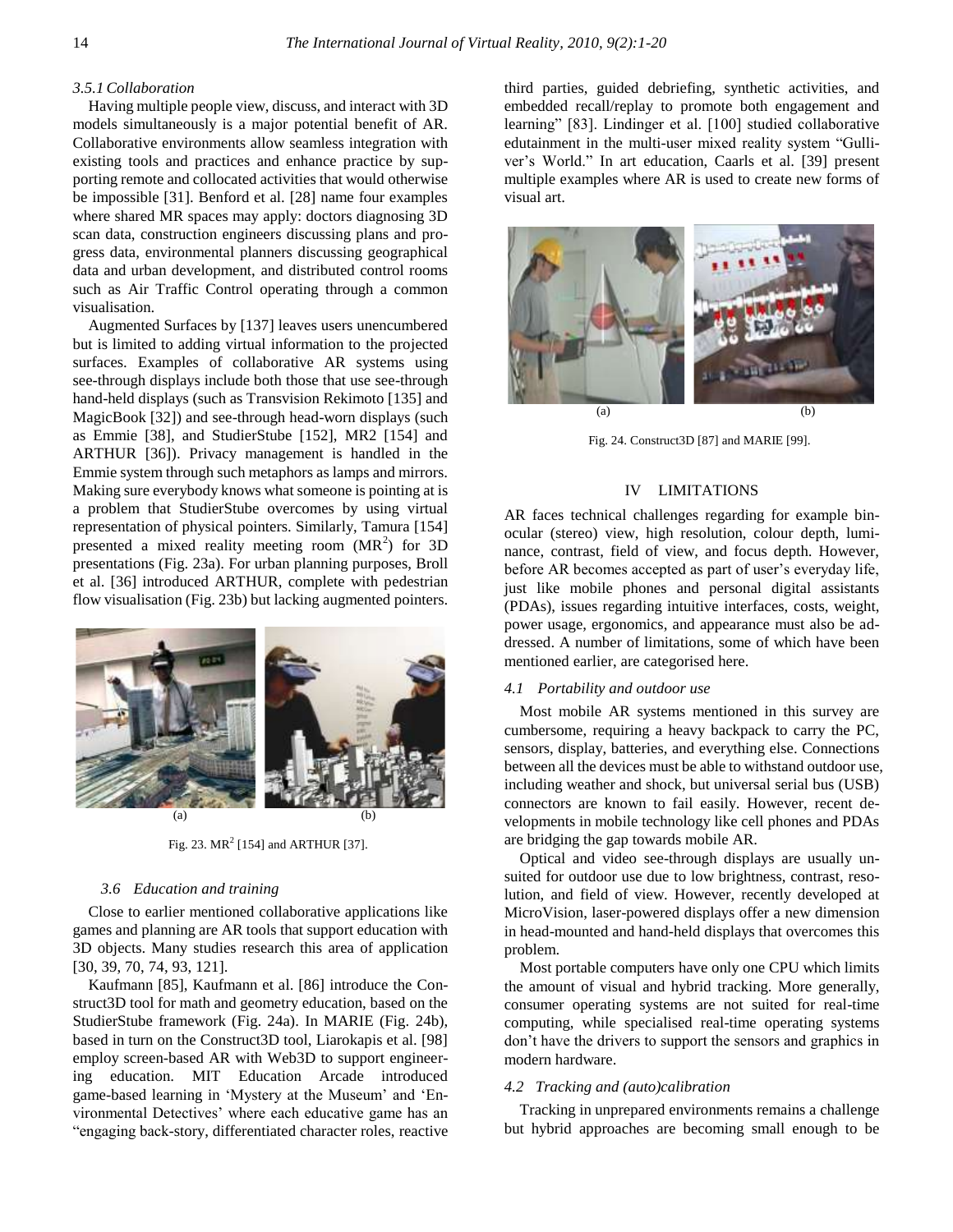#### 3.5.1 Collaboration

Having multiple people view, discuss, and interact with 3D models simultaneously is a major potential benefit of AR. Collaborative environments allow seamless integration with existing tools and practices and enhance practice by supporting remote and collocated activities that would otherwise be impossible [31]. Benford et al. [28] name four examples where shared MR spaces may apply: doctors diagnosing 3D scan data, construction engineers discussing plans and progress data, environmental planners discussing geographical data and urban development, and distributed control rooms such as Air Traffic Control operating through a common visualisation.

Augmented Surfaces by [137] leaves users unencumbered but is limited to adding virtual information to the projected surfaces. Examples of collaborative AR systems using see-through displays include both those that use see-through hand-held displays (such as Transvision Rekimoto [135] and MagicBook [32]) and see-through head-worn displays (such as Emmie [38], and StudierStube [152], MR2 [154] and ARTHUR [36]). Privacy management is handled in the Emmie system through such metaphors as lamps and mirrors. Making sure everybody knows what someone is pointing at is a problem that StudierStube overcomes by using virtual representation of physical pointers. Similarly, Tamura [154] presented a mixed reality meeting room ($MR^2$) for 3D presentations (Fig. 23a). For urban planning purposes, Broll et al. [36] introduced ARTHUR, complete with pedestrian flow visualisation (Fig. 23b) but lacking augmented pointers.

(a) (b)

Fig. 23. $MR^2$ [154] and ARTHUR [37].

### 3.6 Education and training

Close to earlier mentioned collaborative applications like games and planning are AR tools that support education with 3D objects. Many studies research this area of application [30, 39, 70, 74, 93, 121].

Kaufmann [85], Kaufmann et al. [86] introduce the Construct3D tool for math and geometry education, based on the StudierStube framework (Fig. 24a). In MARIE (Fig. 24b), based in turn on the Construct3D tool, Liarokapis et al. [98] employ screen-based AR with Web3D to support engineering education. MIT Education Arcade introduced game-based learning in 'Mystery at the Museum' and 'Environmental Detectives' where each educative game has an "engaging back-story, differentiated character roles, reactive third parties, guided debriefing, synthetic activities, and embedded recall/replay to promote both engagement and learning" [83]. Lindinger et al. [100] studied collaborative edutainment in the multi-user mixed reality system "Gulliver's World." In art education, Caarls et al. [39] present multiple examples where AR is used to create new forms of visual art.

(a) (b)

Fig. 24. Construct3D [87] and MARIE [99].

## IV LIMITATIONS

AR faces technical challenges regarding for example binocular (stereo) view, high resolution, colour depth, luminance, contrast, field of view, and focus depth. However, before AR becomes accepted as part of user's everyday life, just like mobile phones and personal digital assistants (PDAs), issues regarding intuitive interfaces, costs, weight, power usage, ergonomics, and appearance must also be addressed. A number of limitations, some of which have been mentioned earlier, are categorised here.

### 4.1 Portability and outdoor use

Most mobile AR systems mentioned in this survey are cumbersome, requiring a heavy backpack to carry the PC, sensors, display, batteries, and everything else. Connections between all the devices must be able to withstand outdoor use, including weather and shock, but universal serial bus (USB) connectors are known to fail easily. However, recent developments in mobile technology like cell phones and PDAs are bridging the gap towards mobile AR.

Optical and video see-through displays are usually unsuited for outdoor use due to low brightness, contrast, resolution, and field of view. However, recently developed at MicroVision, laser-powered displays offer a new dimension in head-mounted and hand-held displays that overcomes this problem.

Most portable computers have only one CPU which limits the amount of visual and hybrid tracking. More generally, consumer operating systems are not suited for real-time computing, while specialised real-time operating systems don't have the drivers to support the sensors and graphics in modern hardware.

### 4.2 Tracking and (auto)calibration

Tracking in unprepared environments remains a challenge but hybrid approaches are becoming small enough to be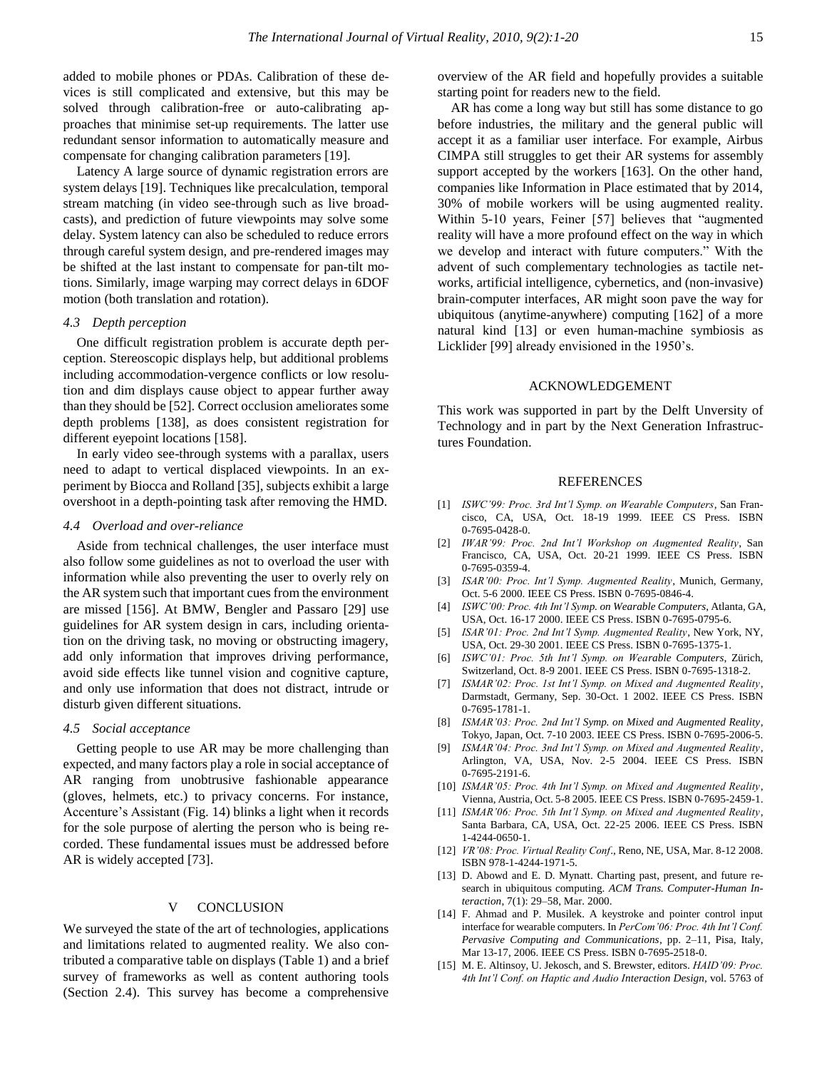added to mobile phones or PDAs. Calibration of these devices is still complicated and extensive, but this may be solved through calibration-free or auto-calibrating approaches that minimise set-up requirements. The latter use redundant sensor information to automatically measure and compensate for changing calibration parameters [19].

Latency A large source of dynamic registration errors are system delays [19]. Techniques like precalculation, temporal stream matching (in video see-through such as live broadcasts), and prediction of future viewpoints may solve some delay. System latency can also be scheduled to reduce errors through careful system design, and pre-rendered images may be shifted at the last instant to compensate for pan-tilt motions. Similarly, image warping may correct delays in 6DOF motion (both translation and rotation).

### *4.3 Depth perception*

One difficult registration problem is accurate depth perception. Stereoscopic displays help, but additional problems including accommodation-vergence conflicts or low resolution and dim displays cause object to appear further away than they should be [52]. Correct occlusion ameliorates some depth problems [138], as does consistent registration for different eyepoint locations [158].

In early video see-through systems with a parallax, users need to adapt to vertical displaced viewpoints. In an experiment by Biocca and Rolland [35], subjects exhibit a large overshoot in a depth-pointing task after removing the HMD.

### *4.4 Overload and over-reliance*

Aside from technical challenges, the user interface must also follow some guidelines as not to overload the user with information while also preventing the user to overly rely on the AR system such that important cues from the environment are missed [156]. At BMW, Bengler and Passaro [29] use guidelines for AR system design in cars, including orientation on the driving task, no moving or obstructing imagery, add only information that improves driving performance, avoid side effects like tunnel vision and cognitive capture, and only use information that does not distract, intrude or disturb given different situations.

### *4.5 Social acceptance*

Getting people to use AR may be more challenging than expected, and many factors play a role in social acceptance of AR ranging from unobtrusive fashionable appearance (gloves, helmets, etc.) to privacy concerns. For instance, Accenture's Assistant (Fig. 14) blinks a light when it records for the sole purpose of alerting the person who is being recorded. These fundamental issues must be addressed before AR is widely accepted [73].

## V CONCLUSION

We surveyed the state of the art of technologies, applications and limitations related to augmented reality. We also contributed a comparative table on displays (Table 1) and a brief survey of frameworks as well as content authoring tools (Section 2.4). This survey has become a comprehensive overview of the AR field and hopefully provides a suitable starting point for readers new to the field.

AR has come a long way but still has some distance to go before industries, the military and the general public will accept it as a familiar user interface. For example, Airbus CIMPA still struggles to get their AR systems for assembly support accepted by the workers [163]. On the other hand, companies like Information in Place estimated that by 2014, 30% of mobile workers will be using augmented reality. Within 5-10 years, Feiner [57] believes that "augmented reality will have a more profound effect on the way in which we develop and interact with future computers." With the advent of such complementary technologies as tactile networks, artificial intelligence, cybernetics, and (non-invasive) brain-computer interfaces, AR might soon pave the way for ubiquitous (anytime-anywhere) computing [162] of a more natural kind [13] or even human-machine symbiosis as Licklider [99] already envisioned in the 1950's.

## ACKNOWLEDGEMENT

This work was supported in part by the Delft Unversity of Technology and in part by the Next Generation Infrastructures Foundation.

## REFERENCES

[1] *ISWC'99: Proc. 3rd Int'l Symp. on Wearable Computers*, San Francisco, CA, USA, Oct. 18-19 1999. IEEE CS Press. ISBN 0-7695-0428-0.

[2] *IWAR'99: Proc. 2nd Int'l Workshop on Augmented Reality*, San Francisco, CA, USA, Oct. 20-21 1999. IEEE CS Press. ISBN 0-7695-0359-4.

[3] *ISAR'00: Proc. Int'l Symp. Augmented Reality*, Munich, Germany, Oct. 5-6 2000. IEEE CS Press. ISBN 0-7695-0846-4.

[4] *ISWC'00: Proc. 4th Int'l Symp. on Wearable Computers*, Atlanta, GA, USA, Oct. 16-17 2000. IEEE CS Press. ISBN 0-7695-0795-6.

[5] *ISAR'01: Proc. 2nd Int'l Symp. Augmented Reality*, New York, NY, USA, Oct. 29-30 2001. IEEE CS Press. ISBN 0-7695-1375-1.

[6] *ISWC'01: Proc. 5th Int'l Symp. on Wearable Computers*, Zürich, Switzerland, Oct. 8-9 2001. IEEE CS Press. ISBN 0-7695-1318-2.

[7] *ISMAR'02: Proc. 1st Int'l Symp. on Mixed and Augmented Reality*, Darmstadt, Germany, Sep. 30-Oct. 1 2002. IEEE CS Press. ISBN 0-7695-1781-1.

[8] *ISMAR'03: Proc. 2nd Int'l Symp. on Mixed and Augmented Reality*, Tokyo, Japan, Oct. 7-10 2003. IEEE CS Press. ISBN 0-7695-2006-5.

[9] *ISMAR'04: Proc. 3nd Int'l Symp. on Mixed and Augmented Reality*, Arlington, VA, USA, Nov. 2-5 2004. IEEE CS Press. ISBN 0-7695-2191-6.

[10] *ISMAR'05: Proc. 4th Int'l Symp. on Mixed and Augmented Reality*, Vienna, Austria, Oct. 5-8 2005. IEEE CS Press. ISBN 0-7695-2459-1.

[11] *ISMAR'06: Proc. 5th Int'l Symp. on Mixed and Augmented Reality*, Santa Barbara, CA, USA, Oct. 22-25 2006. IEEE CS Press. ISBN 1-4244-0650-1.

[12] *VR'08: Proc. Virtual Reality Conf*., Reno, NE, USA, Mar. 8-12 2008. ISBN 978-1-4244-1971-5.

[13] D. Abowd and E. D. Mynatt. Charting past, present, and future research in ubiquitous computing. *ACM Trans. Computer-Human Interaction*, 7(1): 29–58, Mar. 2000.

[14] F. Ahmad and P. Musilek. A keystroke and pointer control input interface for wearable computers. In *PerCom'06: Proc. 4th Int'l Conf. Pervasive Computing and Communications*, pp. 2–11, Pisa, Italy, Mar 13-17, 2006. IEEE CS Press. ISBN 0-7695-2518-0.

[15] M. E. Altinsoy, U. Jekosch, and S. Brewster, editors. *HAID'09: Proc. 4th Int'l Conf. on Haptic and Audio Interaction Design*, vol. 5763 of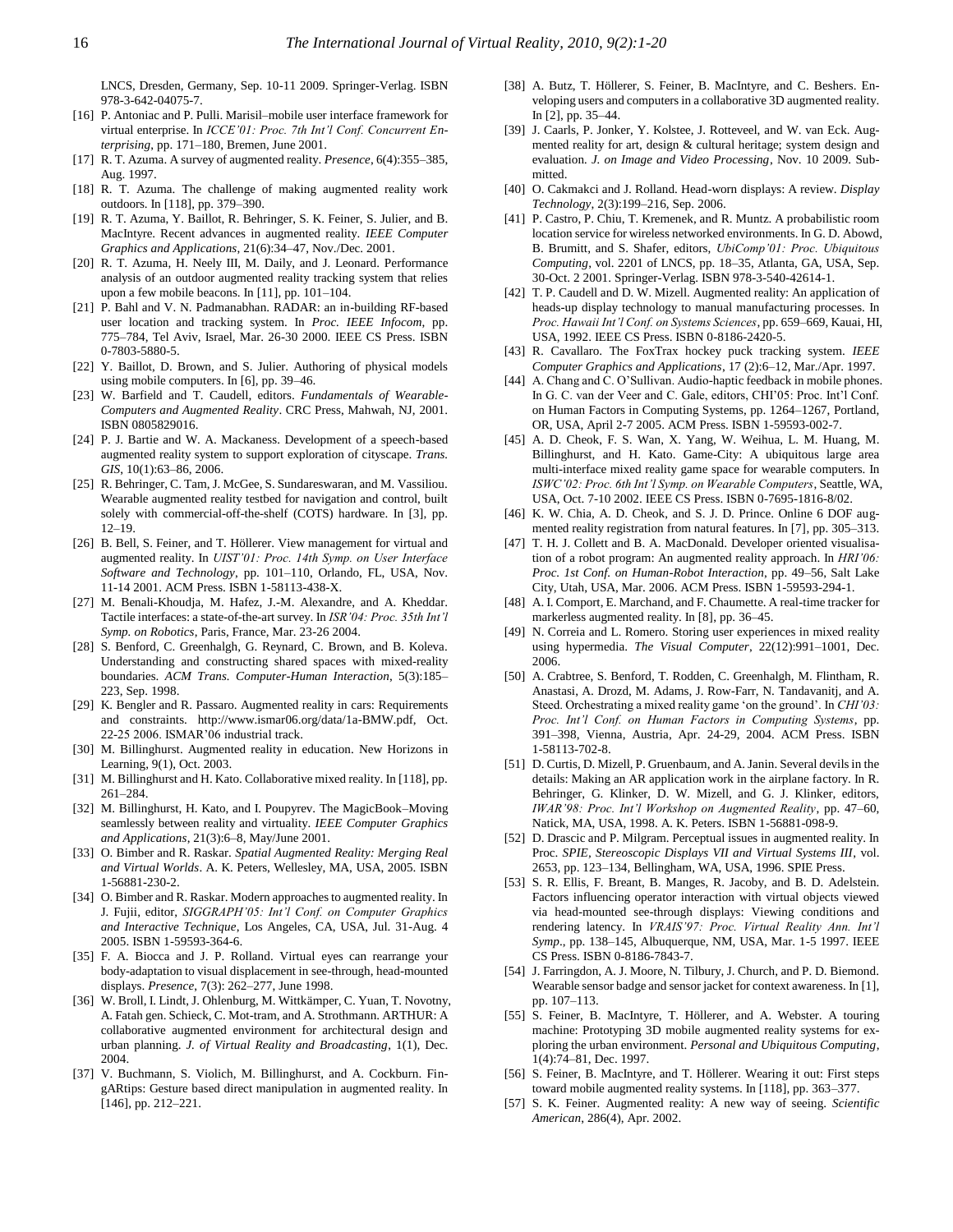LNCS, Dresden, Germany, Sep. 10-11 2009. Springer-Verlag. ISBN 978-3-642-04075-7.

[16] P. Antoniac and P. Pulli. Marisil–mobile user interface framework for virtual enterprise. In *ICCE'01: Proc. 7th Int'l Conf. Concurrent Enterprising*, pp. 171–180, Bremen, June 2001.

[17] R. T. Azuma. A survey of augmented reality. *Presence*, 6(4):355–385, Aug. 1997.

[18] R. T. Azuma. The challenge of making augmented reality work outdoors. In [118], pp. 379–390.

[19] R. T. Azuma, Y. Baillot, R. Behringer, S. K. Feiner, S. Julier, and B. MacIntyre. Recent advances in augmented reality. *IEEE Computer Graphics and Applications*, 21(6):34–47, Nov./Dec. 2001.

[20] R. T. Azuma, H. Neely III, M. Daily, and J. Leonard. Performance analysis of an outdoor augmented reality tracking system that relies upon a few mobile beacons. In [11], pp. 101–104.

[21] P. Bahl and V. N. Padmanabhan. RADAR: an in-building RF-based user location and tracking system. In *Proc. IEEE Infocom*, pp. 775–784, Tel Aviv, Israel, Mar. 26-30 2000. IEEE CS Press. ISBN 0-7803-5880-5.

[22] Y. Baillot, D. Brown, and S. Julier. Authoring of physical models using mobile computers. In [6], pp. 39–46.

[23] W. Barfield and T. Caudell, editors. *Fundamentals of Wearable-Computers and Augmented Reality*. CRC Press, Mahwah, NJ, 2001. ISBN 0805829016.

[24] P. J. Bartie and W. A. Mackaness. Development of a speech-based augmented reality system to support exploration of cityscape. *Trans. GIS*, 10(1):63–86, 2006.

[25] R. Behringer, C. Tam, J. McGee, S. Sundareswaran, and M. Vassiliou. Wearable augmented reality testbed for navigation and control, built solely with commercial-off-the-shelf (COTS) hardware. In [3], pp. 12–19.

[26] B. Bell, S. Feiner, and T. Höllerer. View management for virtual and augmented reality. In *UIST'01: Proc. 14th Symp. on User Interface Software and Technology*, pp. 101–110, Orlando, FL, USA, Nov. 11-14 2001. ACM Press. ISBN 1-58113-438-X.

[27] M. Benali-Khoudja, M. Hafez, J.-M. Alexandre, and A. Kheddar. Tactile interfaces: a state-of-the-art survey. In *ISR'04: Proc. 35th Int'l Symp. on Robotics*, Paris, France, Mar. 23-26 2004.

[28] S. Benford, C. Greenhalgh, G. Reynard, C. Brown, and B. Koleva. Understanding and constructing shared spaces with mixed-reality boundaries. *ACM Trans. Computer-Human Interaction*, 5(3):185–223, Sep. 1998.

[29] K. Bengler and R. Passaro. Augmented reality in cars: Requirements and constraints. http://www.ismar06.org/data/1a-BMW.pdf, Oct. 22-25 2006. ISMAR'06 industrial track.

[30] M. Billinghurst. Augmented reality in education. New Horizons in Learning, 9(1), Oct. 2003.

[31] M. Billinghurst and H. Kato. Collaborative mixed reality. In [118], pp. 261–284.

[32] M. Billinghurst, H. Kato, and I. Poupyrev. The MagicBook–Moving seamlessly between reality and virtuality. *IEEE Computer Graphics and Applications*, 21(3):6–8, May/June 2001.

[33] O. Bimber and R. Raskar. *Spatial Augmented Reality: Merging Real and Virtual Worlds*. A. K. Peters, Wellesley, MA, USA, 2005. ISBN 1-56881-230-2.

[34] O. Bimber and R. Raskar. Modern approaches to augmented reality. In J. Fujii, editor, *SIGGRAPH'05: Int'l Conf. on Computer Graphics and Interactive Technique*, Los Angeles, CA, USA, Jul. 31-Aug. 4 2005. ISBN 1-59593-364-6.

[35] F. A. Biocca and J. P. Rolland. Virtual eyes can rearrange your body-adaptation to visual displacement in see-through, head-mounted displays. *Presence*, 7(3): 262–277, June 1998.

[36] W. Broll, I. Lindt, J. Ohlenburg, M. Wittkämper, C. Yuan, T. Novotny, A. Fatah gen. Schieck, C. Mot-tram, and A. Strothmann. ARTHUR: A collaborative augmented environment for architectural design and urban planning. *J. of Virtual Reality and Broadcasting*, 1(1), Dec. 2004.

[37] V. Buchmann, S. Violich, M. Billinghurst, and A. Cockburn. FingARtips: Gesture based direct manipulation in augmented reality. In [146], pp. 212–221.

[38] A. Butz, T. Höllerer, S. Feiner, B. MacIntyre, and C. Beshers. Enveloping users and computers in a collaborative 3D augmented reality. In [2], pp. 35–44.

[39] J. Caarls, P. Jonker, Y. Kolstee, J. Rotteveel, and W. van Eck. Augmented reality for art, design & cultural heritage; system design and evaluation. *J. on Image and Video Processing*, Nov. 10 2009. Submitted.

[40] O. Cakmakci and J. Rolland. Head-worn displays: A review. *Display Technology*, 2(3):199–216, Sep. 2006.

[41] P. Castro, P. Chiu, T. Kremenek, and R. Muntz. A probabilistic room location service for wireless networked environments. In G. D. Abowd, B. Brumitt, and S. Shafer, editors, *UbiComp'01: Proc. Ubiquitous Computing*, vol. 2201 of LNCS, pp. 18–35, Atlanta, GA, USA, Sep. 30-Oct. 2 2001. Springer-Verlag. ISBN 978-3-540-42614-1.

[42] T. P. Caudell and D. W. Mizell. Augmented reality: An application of heads-up display technology to manual manufacturing processes. In *Proc. Hawaii Int'l Conf. on Systems Sciences*, pp. 659–669, Kauai, HI, USA, 1992. IEEE CS Press. ISBN 0-8186-2420-5.

[43] R. Cavallaro. The FoxTrax hockey puck tracking system. *IEEE Computer Graphics and Applications*, 17 (2):6–12, Mar./Apr. 1997.

[44] A. Chang and C. O'Sullivan. Audio-haptic feedback in mobile phones. In G. C. van der Veer and C. Gale, editors, CHI'05: Proc. Int'l Conf. on Human Factors in Computing Systems, pp. 1264–1267, Portland, OR, USA, April 2-7 2005. ACM Press. ISBN 1-59593-002-7.

[45] A. D. Cheok, F. S. Wan, X. Yang, W. Weihua, L. M. Huang, M. Billinghurst, and H. Kato. Game-City: A ubiquitous large area multi-interface mixed reality game space for wearable computers. In *ISWC'02: Proc. 6th Int'l Symp. on Wearable Computers*, Seattle, WA, USA, Oct. 7-10 2002. IEEE CS Press. ISBN 0-7695-1816-8/02.

[46] K. W. Chia, A. D. Cheok, and S. J. D. Prince. Online 6 DOF augmented reality registration from natural features. In [7], pp. 305–313.

[47] T. H. J. Collett and B. A. MacDonald. Developer oriented visualisation of a robot program: An augmented reality approach. In *HRI'06: Proc. 1st Conf. on Human-Robot Interaction*, pp. 49–56, Salt Lake City, Utah, USA, Mar. 2006. ACM Press. ISBN 1-59593-294-1.

[48] A. I. Comport, E. Marchand, and F. Chaumette. A real-time tracker for markerless augmented reality. In [8], pp. 36–45.

[49] N. Correia and L. Romero. Storing user experiences in mixed reality using hypermedia. *The Visual Computer*, 22(12):991–1001, Dec. 2006.

[50] A. Crabtree, S. Benford, T. Rodden, C. Greenhalgh, M. Flintham, R. Anastasi, A. Drozd, M. Adams, J. Row-Farr, N. Tandavanitj, and A. Steed. Orchestrating a mixed reality game 'on the ground'. In *CHI'03: Proc. Int'l Conf. on Human Factors in Computing Systems*, pp. 391–398, Vienna, Austria, Apr. 24-29, 2004. ACM Press. ISBN 1-58113-702-8.

[51] D. Curtis, D. Mizell, P. Gruenbaum, and A. Janin. Several devils in the details: Making an AR application work in the airplane factory. In R. Behringer, G. Klinker, D. W. Mizell, and G. J. Klinker, editors, *IWAR'98: Proc. Int'l Workshop on Augmented Reality*, pp. 47–60, Natick, MA, USA, 1998. A. K. Peters. ISBN 1-56881-098-9.

[52] D. Drascic and P. Milgram. Perceptual issues in augmented reality. In Proc. *SPIE, Stereoscopic Displays VII and Virtual Systems III*, vol. 2653, pp. 123–134, Bellingham, WA, USA, 1996. SPIE Press.

[53] S. R. Ellis, F. Breant, B. Manges, R. Jacoby, and B. D. Adelstein. Factors influencing operator interaction with virtual objects viewed via head-mounted see-through displays: Viewing conditions and rendering latency. In *VRAIS'97: Proc. Virtual Reality Ann. Int'l Symp*., pp. 138–145, Albuquerque, NM, USA, Mar. 1-5 1997. IEEE CS Press. ISBN 0-8186-7843-7.

[54] J. Farringdon, A. J. Moore, N. Tilbury, J. Church, and P. D. Biemond. Wearable sensor badge and sensor jacket for context awareness. In [1], pp. 107–113.

[55] S. Feiner, B. MacIntyre, T. Höllerer, and A. Webster. A touring machine: Prototyping 3D mobile augmented reality systems for exploring the urban environment. *Personal and Ubiquitous Computing*, 1(4):74–81, Dec. 1997.

[56] S. Feiner, B. MacIntyre, and T. Höllerer. Wearing it out: First steps toward mobile augmented reality systems. In [118], pp. 363–377.

[57] S. K. Feiner. Augmented reality: A new way of seeing. *Scientific American*, 286(4), Apr. 2002.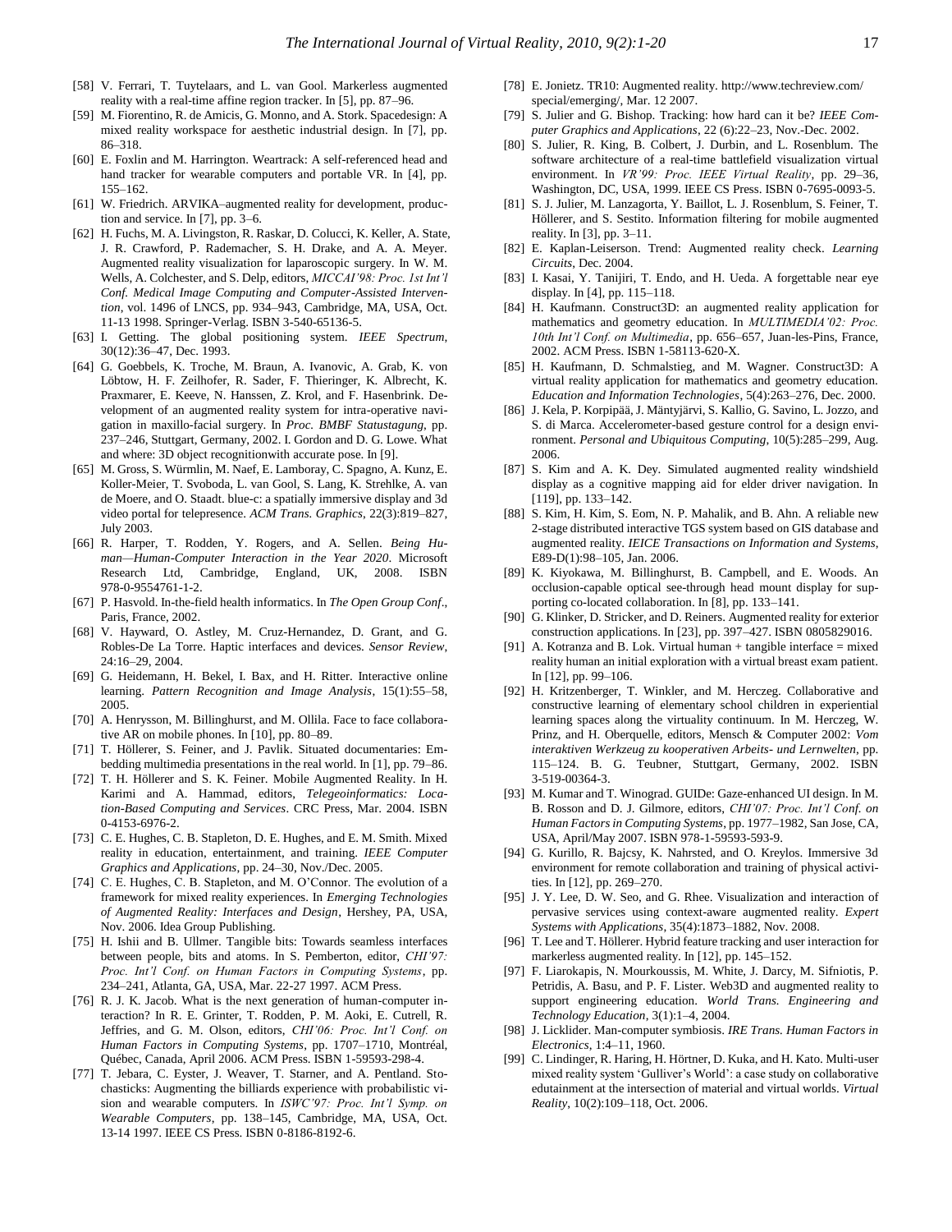- [58] V. Ferrari, T. Tuytelaars, and L. van Gool. Markerless augmented reality with a real-time affine region tracker. In [5], pp. 87–96.
- [59] M. Fiorentino, R. de Amicis, G. Monno, and A. Stork. Spacedesign: A mixed reality workspace for aesthetic industrial design. In [7], pp. 86–318.
- [60] E. Foxlin and M. Harrington. Weartrack: A self-referenced head and hand tracker for wearable computers and portable VR. In [4], pp. 155–162.
- [61] W. Friedrich. ARVIKA–augmented reality for development, production and service. In [7], pp. 3–6.
- [62] H. Fuchs, M. A. Livingston, R. Raskar, D. Colucci, K. Keller, A. State, J. R. Crawford, P. Rademacher, S. H. Drake, and A. A. Meyer. Augmented reality visualization for laparoscopic surgery. In W. M. Wells, A. Colchester, and S. Delp, editors, *MICCAI'98: Proc. 1st Int'l Conf. Medical Image Computing and Computer-Assisted Intervention*, vol. 1496 of LNCS, pp. 934–943, Cambridge, MA, USA, Oct. 11-13 1998. Springer-Verlag. ISBN 3-540-65136-5.
- [63] I. Getting. The global positioning system. *IEEE Spectrum*, 30(12):36–47, Dec. 1993.
- [64] G. Goebbels, K. Troche, M. Braun, A. Ivanovic, A. Grab, K. von Löbtow, H. F. Zeilhofer, R. Sader, F. Thieringer, K. Albrecht, K. Praxmarer, E. Keeve, N. Hanssen, Z. Krol, and F. Hasenbrink. Development of an augmented reality system for intra-operative navigation in maxillo-facial surgery. In *Proc. BMBF Statustagung*, pp. 237–246, Stuttgart, Germany, 2002. I. Gordon and D. G. Lowe. What and where: 3D object recognitionwith accurate pose. In [9].
- [65] M. Gross, S. Würmlin, M. Naef, E. Lamboray, C. Spagno, A. Kunz, E. Koller-Meier, T. Svoboda, L. van Gool, S. Lang, K. Strehlke, A. van de Moere, and O. Staadt. blue-c: a spatially immersive display and 3d video portal for telepresence. *ACM Trans. Graphics*, 22(3):819–827, July 2003.
- [66] R. Harper, T. Rodden, Y. Rogers, and A. Sellen. *Being Human—Human-Computer Interaction in the Year 2020*. Microsoft Research Ltd, Cambridge, England, UK, 2008. ISBN 978-0-9554761-1-2.
- [67] P. Hasvold. In-the-field health informatics. In *The Open Group Conf.*, Paris, France, 2002.
- [68] V. Hayward, O. Astley, M. Cruz-Hernandez, D. Grant, and G. Robles-De La Torre. Haptic interfaces and devices. *Sensor Review*, 24:16–29, 2004.
- [69] G. Heidemann, H. Bekel, I. Bax, and H. Ritter. Interactive online learning. *Pattern Recognition and Image Analysis*, 15(1):55–58, 2005.
- [70] A. Henrysson, M. Billinghurst, and M. Ollila. Face to face collaborative AR on mobile phones. In [10], pp. 80–89.
- [71] T. Höllerer, S. Feiner, and J. Pavlik. Situated documentaries: Embedding multimedia presentations in the real world. In [1], pp. 79–86.
- [72] T. H. Höllerer and S. K. Feiner. Mobile Augmented Reality. In H. Karimi and A. Hammad, editors, *Telegeoinformatics: Location-Based Computing and Services*. CRC Press, Mar. 2004. ISBN 0-4153-6976-2.
- [73] C. E. Hughes, C. B. Stapleton, D. E. Hughes, and E. M. Smith. Mixed reality in education, entertainment, and training. *IEEE Computer Graphics and Applications*, pp. 24–30, Nov./Dec. 2005.
- [74] C. E. Hughes, C. B. Stapleton, and M. O'Connor. The evolution of a framework for mixed reality experiences. In *Emerging Technologies of Augmented Reality: Interfaces and Design*, Hershey, PA, USA, Nov. 2006. Idea Group Publishing.
- [75] H. Ishii and B. Ullmer. Tangible bits: Towards seamless interfaces between people, bits and atoms. In S. Pemberton, editor, *CHI'97: Proc. Int'l Conf. on Human Factors in Computing Systems*, pp. 234–241, Atlanta, GA, USA, Mar. 22-27 1997. ACM Press.
- [76] R. J. K. Jacob. What is the next generation of human-computer interaction? In R. E. Grinter, T. Rodden, P. M. Aoki, E. Cutrell, R. Jeffries, and G. M. Olson, editors, *CHI'06: Proc. Int'l Conf. on Human Factors in Computing Systems*, pp. 1707–1710, Montréal, Québec, Canada, April 2006. ACM Press. ISBN 1-59593-298-4.
- [77] T. Jebara, C. Eyster, J. Weaver, T. Starner, and A. Pentland. Stochasticks: Augmenting the billiards experience with probabilistic vision and wearable computers. In *ISWC'97: Proc. Int'l Symp. on Wearable Computers*, pp. 138–145, Cambridge, MA, USA, Oct. 13-14 1997. IEEE CS Press. ISBN 0-8186-8192-6.
- [78] E. Jonietz. TR10: Augmented reality. http://www.techreview.com/special/emerging/, Mar. 12 2007.
- [79] S. Julier and G. Bishop. Tracking: how hard can it be? *IEEE Computer Graphics and Applications*, 22 (6):22–23, Nov.-Dec. 2002.
- [80] S. Julier, R. King, B. Colbert, J. Durbin, and L. Rosenblum. The software architecture of a real-time battlefield visualization virtual environment. In *VR'99: Proc. IEEE Virtual Reality*, pp. 29–36, Washington, DC, USA, 1999. IEEE CS Press. ISBN 0-7695-0093-5.
- [81] S. J. Julier, M. Lanzagorta, Y. Baillot, L. J. Rosenblum, S. Feiner, T. Höllerer, and S. Sestito. Information filtering for mobile augmented reality. In [3], pp. 3–11.
- [82] E. Kaplan-Leiserson. Trend: Augmented reality check. *Learning Circuits*, Dec. 2004.
- [83] I. Kasai, Y. Tanijiri, T. Endo, and H. Ueda. A forgettable near eye display. In [4], pp. 115–118.
- [84] H. Kaufmann. Construct3D: an augmented reality application for mathematics and geometry education. In *MULTIMEDIA'02: Proc. 10th Int'l Conf. on Multimedia*, pp. 656–657, Juan-les-Pins, France, 2002. ACM Press. ISBN 1-58113-620-X.
- [85] H. Kaufmann, D. Schmalstieg, and M. Wagner. Construct3D: A virtual reality application for mathematics and geometry education. *Education and Information Technologies*, 5(4):263–276, Dec. 2000.
- [86] J. Kela, P. Korpipää, J. Mäntyjärvi, S. Kallio, G. Savino, L. Jozzo, and S. di Marca. Accelerometer-based gesture control for a design environment. *Personal and Ubiquitous Computing*, 10(5):285–299, Aug. 2006.
- [87] S. Kim and A. K. Dey. Simulated augmented reality windshield display as a cognitive mapping aid for elder driver navigation. In [119], pp. 133–142.
- [88] S. Kim, H. Kim, S. Eom, N. P. Mahalik, and B. Ahn. A reliable new 2-stage distributed interactive TGS system based on GIS database and augmented reality. *IEICE Transactions on Information and Systems*, E89-D(1):98–105, Jan. 2006.
- [89] K. Kiyokawa, M. Billinghurst, B. Campbell, and E. Woods. An occlusion-capable optical see-through head mount display for supporting co-located collaboration. In [8], pp. 133–141.
- [90] G. Klinker, D. Stricker, and D. Reiners. Augmented reality for exterior construction applications. In [23], pp. 397–427. ISBN 0805829016.
- [91] A. Kotranza and B. Lok. Virtual human + tangible interface = mixed reality human an initial exploration with a virtual breast exam patient. In [12], pp. 99–106.
- [92] H. Kritzenberger, T. Winkler, and M. Herczeg. Collaborative and constructive learning of elementary school children in experiential learning spaces along the virtuality continuum. In M. Herczeg, W. Prinz, and H. Oberquelle, editors, Mensch & Computer 2002: *Vom interaktiven Werkzeug zu kooperativen Arbeits- und Lernwelten*, pp. 115–124. B. G. Teubner, Stuttgart, Germany, 2002. ISBN 3-519-00364-3.
- [93] M. Kumar and T. Winograd. GUIDe: Gaze-enhanced UI design. In M. B. Rosson and D. J. Gilmore, editors, *CHI'07: Proc. Int'l Conf. on Human Factors in Computing Systems*, pp. 1977–1982, San Jose, CA, USA, April/May 2007. ISBN 978-1-59593-593-9.
- [94] G. Kurillo, R. Bajcsy, K. Nahrsted, and O. Kreylos. Immersive 3d environment for remote collaboration and training of physical activities. In [12], pp. 269–270.
- [95] J. Y. Lee, D. W. Seo, and G. Rhee. Visualization and interaction of pervasive services using context-aware augmented reality. *Expert Systems with Applications*, 35(4):1873–1882, Nov. 2008.
- [96] T. Lee and T. Höllerer. Hybrid feature tracking and user interaction for markerless augmented reality. In [12], pp. 145–152.
- [97] F. Liarokapis, N. Mourkoussis, M. White, J. Darcy, M. Sifniotis, P. Petridis, A. Basu, and P. F. Lister. Web3D and augmented reality to support engineering education. *World Trans. Engineering and Technology Education*, 3(1):1–4, 2004.
- [98] J. Licklider. Man-computer symbiosis. *IRE Trans. Human Factors in Electronics*, 1:4–11, 1960.
- [99] C. Lindinger, R. Haring, H. Hörtner, D. Kuka, and H. Kato. Multi-user mixed reality system 'Gulliver's World': a case study on collaborative edutainment at the intersection of material and virtual worlds. *Virtual Reality*, 10(2):109–118, Oct. 2006.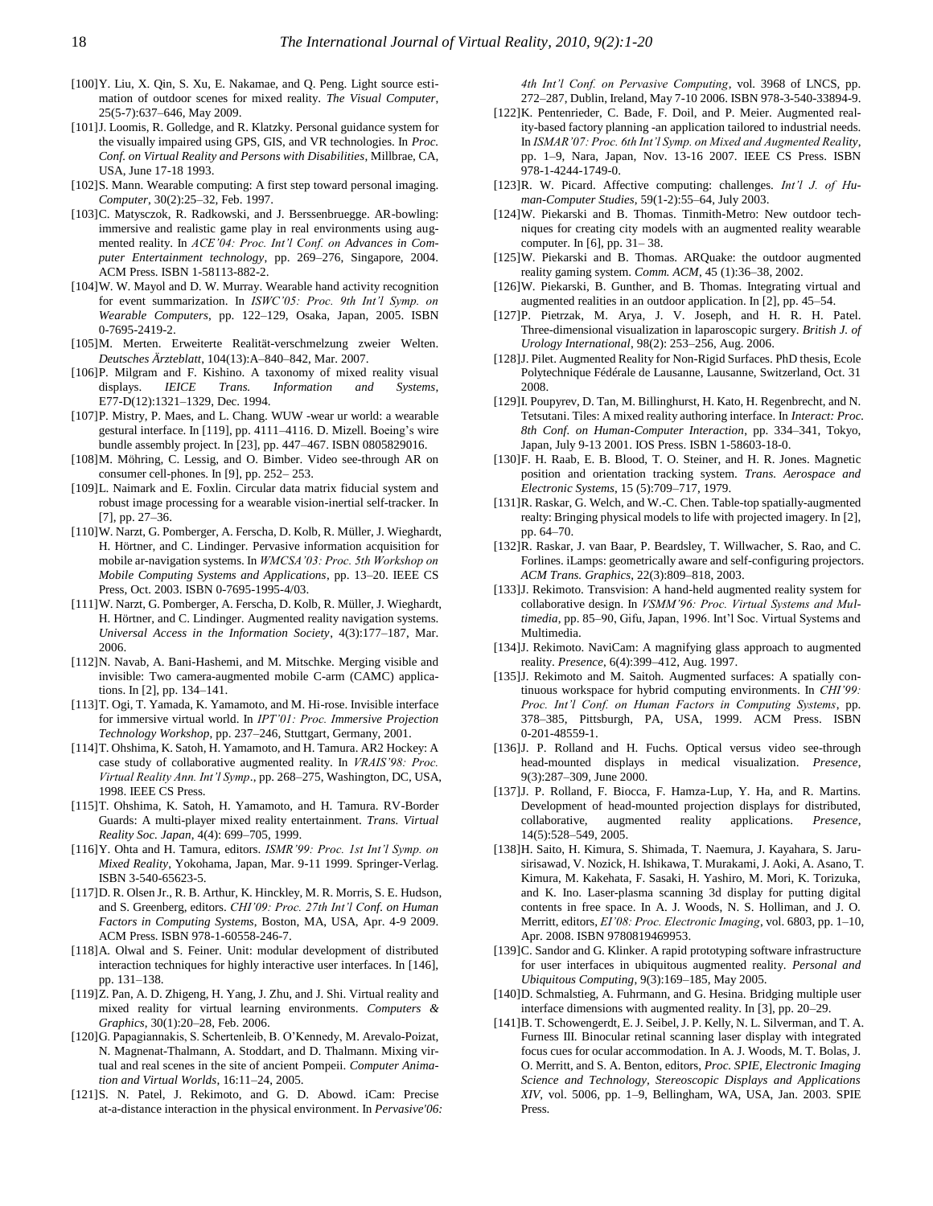[100] Y. Liu, X. Qin, S. Xu, E. Nakamae, and Q. Peng. Light source estimation of outdoor scenes for mixed reality. *The Visual Computer*, 25(5-7):637–646, May 2009.

[101] J. Loomis, R. Golledge, and R. Klatzky. Personal guidance system for the visually impaired using GPS, GIS, and VR technologies. In *Proc. Conf. on Virtual Reality and Persons with Disabilities*, Millbrae, CA, USA, June 17-18 1993.

[102] S. Mann. Wearable computing: A first step toward personal imaging. *Computer*, 30(2):25–32, Feb. 1997.

[103] C. Matysczok, R. Radkowski, and J. Berssenbruegge. AR-bowling: immersive and realistic game play in real environments using augmented reality. In *ACE'04: Proc. Int'l Conf. on Advances in Computer Entertainment technology*, pp. 269–276, Singapore, 2004. ACM Press. ISBN 1-58113-882-2.

[104] W. W. Mayol and D. W. Murray. Wearable hand activity recognition for event summarization. In *ISWC'05: Proc. 9th Int'l Symp. on Wearable Computers*, pp. 122–129, Osaka, Japan, 2005. ISBN 0-7695-2419-2.

[105] M. Merten. Erweiterte Realität-verschmelzung zweier Welten. *Deutsches Ärzteblatt*, 104(13):A–840–842, Mar. 2007.

[106] P. Milgram and F. Kishino. A taxonomy of mixed reality visual displays. *IEICE Trans. Information and Systems*, E77-D(12):1321–1329, Dec. 1994.

[107] P. Mistry, P. Maes, and L. Chang. WUW -wear ur world: a wearable gestural interface. In [119], pp. 4111–4116. D. Mizell. Boeing's wire bundle assembly project. In [23], pp. 447–467. ISBN 0805829016.

[108] M. Möhring, C. Lessig, and O. Bimber. Video see-through AR on consumer cell-phones. In [9], pp. 252– 253.

[109] L. Naimark and E. Foxlin. Circular data matrix fiducial system and robust image processing for a wearable vision-inertial self-tracker. In [7], pp. 27–36.

[110] W. Narzt, G. Pomberger, A. Ferscha, D. Kolb, R. Müller, J. Wieghardt, H. Hörtner, and C. Lindinger. Pervasive information acquisition for mobile ar-navigation systems. In *WMCSA'03: Proc. 5th Workshop on Mobile Computing Systems and Applications*, pp. 13–20. IEEE CS Press, Oct. 2003. ISBN 0-7695-1995-4/03.

[111] W. Narzt, G. Pomberger, A. Ferscha, D. Kolb, R. Müller, J. Wieghardt, H. Hörtner, and C. Lindinger. Augmented reality navigation systems. *Universal Access in the Information Society*, 4(3):177–187, Mar. 2006.

[112] N. Navab, A. Bani-Hashemi, and M. Mitschke. Merging visible and invisible: Two camera-augmented mobile C-arm (CAMC) applications. In [2], pp. 134–141.

[113] T. Ogi, T. Yamada, K. Yamamoto, and M. Hi-rose. Invisible interface for immersive virtual world. In *IPT'01: Proc. Immersive Projection Technology Workshop*, pp. 237–246, Stuttgart, Germany, 2001.

[114] T. Ohshima, K. Satoh, H. Yamamoto, and H. Tamura. AR2 Hockey: A case study of collaborative augmented reality. In *VRAIS'98: Proc. Virtual Reality Ann. Int'l Symp*., pp. 268–275, Washington, DC, USA, 1998. IEEE CS Press.

[115] T. Ohshima, K. Satoh, H. Yamamoto, and H. Tamura. RV-Border Guards: A multi-player mixed reality entertainment. *Trans. Virtual Reality Soc. Japan*, 4(4): 699–705, 1999.

[116] Y. Ohta and H. Tamura, editors. *ISMR'99: Proc. 1st Int'l Symp. on Mixed Reality*, Yokohama, Japan, Mar. 9-11 1999. Springer-Verlag. ISBN 3-540-65623-5.

[117] D. R. Olsen Jr., R. B. Arthur, K. Hinckley, M. R. Morris, S. E. Hudson, and S. Greenberg, editors. *CHI'09: Proc. 27th Int'l Conf. on Human Factors in Computing Systems*, Boston, MA, USA, Apr. 4-9 2009. ACM Press. ISBN 978-1-60558-246-7.

[118] A. Olwal and S. Feiner. Unit: modular development of distributed interaction techniques for highly interactive user interfaces. In [146], pp. 131–138.

[119] Z. Pan, A. D. Zhigeng, H. Yang, J. Zhu, and J. Shi. Virtual reality and mixed reality for virtual learning environments. *Computers & Graphics*, 30(1):20–28, Feb. 2006.

[120] G. Papagiannakis, S. Schertenleib, B. O'Kennedy, M. Arevalo-Poizat, N. Magnenat-Thalmann, A. Stoddart, and D. Thalmann. Mixing virtual and real scenes in the site of ancient Pompeii. *Computer Animation and Virtual Worlds*, 16:11–24, 2005.

[121] S. N. Patel, J. Rekimoto, and G. D. Abowd. iCam: Precise at-a-distance interaction in the physical environment. In *Pervasive'06: 4th Int'l Conf. on Pervasive Computing*, vol. 3968 of LNCS, pp. 272–287, Dublin, Ireland, May 7-10 2006. ISBN 978-3-540-33894-9.

[122] K. Pentenrieder, C. Bade, F. Doil, and P. Meier. Augmented reality-based factory planning -an application tailored to industrial needs. In *ISMAR'07: Proc. 6th Int'l Symp. on Mixed and Augmented Reality*, pp. 1–9, Nara, Japan, Nov. 13-16 2007. IEEE CS Press. ISBN 978-1-4244-1749-0.

[123] R. W. Picard. Affective computing: challenges. *Int'l J. of Human-Computer Studies*, 59(1-2):55–64, July 2003.

[124] W. Piekarski and B. Thomas. Tinmith-Metro: New outdoor techniques for creating city models with an augmented reality wearable computer. In [6], pp. 31– 38.

[125] W. Piekarski and B. Thomas. ARQuake: the outdoor augmented reality gaming system. *Comm. ACM*, 45 (1):36–38, 2002.

[126] W. Piekarski, B. Gunther, and B. Thomas. Integrating virtual and augmented realities in an outdoor application. In [2], pp. 45–54.

[127] P. Pietrzak, M. Arya, J. V. Joseph, and H. R. H. Patel. Three-dimensional visualization in laparoscopic surgery. *British J. of Urology International*, 98(2): 253–256, Aug. 2006.

[128] J. Pilet. Augmented Reality for Non-Rigid Surfaces. PhD thesis, Ecole Polytechnique Fédérale de Lausanne, Lausanne, Switzerland, Oct. 31 2008.

[129] I. Poupyrev, D. Tan, M. Billinghurst, H. Kato, H. Regenbrecht, and N. Tetsutani. Tiles: A mixed reality authoring interface. In *Interact: Proc. 8th Conf. on Human-Computer Interaction*, pp. 334–341, Tokyo, Japan, July 9-13 2001. IOS Press. ISBN 1-58603-18-0.

[130] F. H. Raab, E. B. Blood, T. O. Steiner, and H. R. Jones. Magnetic position and orientation tracking system. *Trans. Aerospace and Electronic Systems*, 15 (5):709–717, 1979.

[131] R. Raskar, G. Welch, and W.-C. Chen. Table-top spatially-augmented realty: Bringing physical models to life with projected imagery. In [2], pp. 64–70.

[132] R. Raskar, J. van Baar, P. Beardsley, T. Willwacher, S. Rao, and C. Forlines. iLamps: geometrically aware and self-configuring projectors. *ACM Trans. Graphics*, 22(3):809–818, 2003.

[133] J. Rekimoto. Transvision: A hand-held augmented reality system for collaborative design. In *VSMM'96: Proc. Virtual Systems and Multimedia*, pp. 85–90, Gifu, Japan, 1996. Int'l Soc. Virtual Systems and Multimedia.

[134] J. Rekimoto. NaviCam: A magnifying glass approach to augmented reality. *Presence*, 6(4):399–412, Aug. 1997.

[135] J. Rekimoto and M. Saitoh. Augmented surfaces: A spatially continuous workspace for hybrid computing environments. In *CHI'99: Proc. Int'l Conf. on Human Factors in Computing Systems*, pp. 378–385, Pittsburgh, PA, USA, 1999. ACM Press. ISBN 0-201-48559-1.

[136] J. P. Rolland and H. Fuchs. Optical versus video see-through head-mounted displays in medical visualization. *Presence*, 9(3):287–309, June 2000.

[137] J. P. Rolland, F. Biocca, F. Hamza-Lup, Y. Ha, and R. Martins. Development of head-mounted projection displays for distributed, collaborative, augmented reality applications. *Presence*, 14(5):528–549, 2005.

[138] H. Saito, H. Kimura, S. Shimada, T. Naemura, J. Kayahara, S. Jarusirisawad, V. Nozick, H. Ishikawa, T. Murakami, J. Aoki, A. Asano, T. Kimura, M. Kakehata, F. Sasaki, H. Yashiro, M. Mori, K. Torizuka, and K. Ino. Laser-plasma scanning 3d display for putting digital contents in free space. In A. J. Woods, N. S. Holliman, and J. O. Merritt, editors, *EI'08: Proc. Electronic Imaging*, vol. 6803, pp. 1–10, Apr. 2008. ISBN 9780819469953.

[139] C. Sandor and G. Klinker. A rapid prototyping software infrastructure for user interfaces in ubiquitous augmented reality. *Personal and Ubiquitous Computing*, 9(3):169–185, May 2005.

[140] D. Schmalstieg, A. Fuhrmann, and G. Hesina. Bridging multiple user interface dimensions with augmented reality. In [3], pp. 20–29.

[141] B. T. Schowengerdt, E. J. Seibel, J. P. Kelly, N. L. Silverman, and T. A. Furness III. Binocular retinal scanning laser display with integrated focus cues for ocular accommodation. In A. J. Woods, M. T. Bolas, J. O. Merritt, and S. A. Benton, editors, *Proc. SPIE, Electronic Imaging Science and Technology, Stereoscopic Displays and Applications XIV*, vol. 5006, pp. 1–9, Bellingham, WA, USA, Jan. 2003. SPIE Press.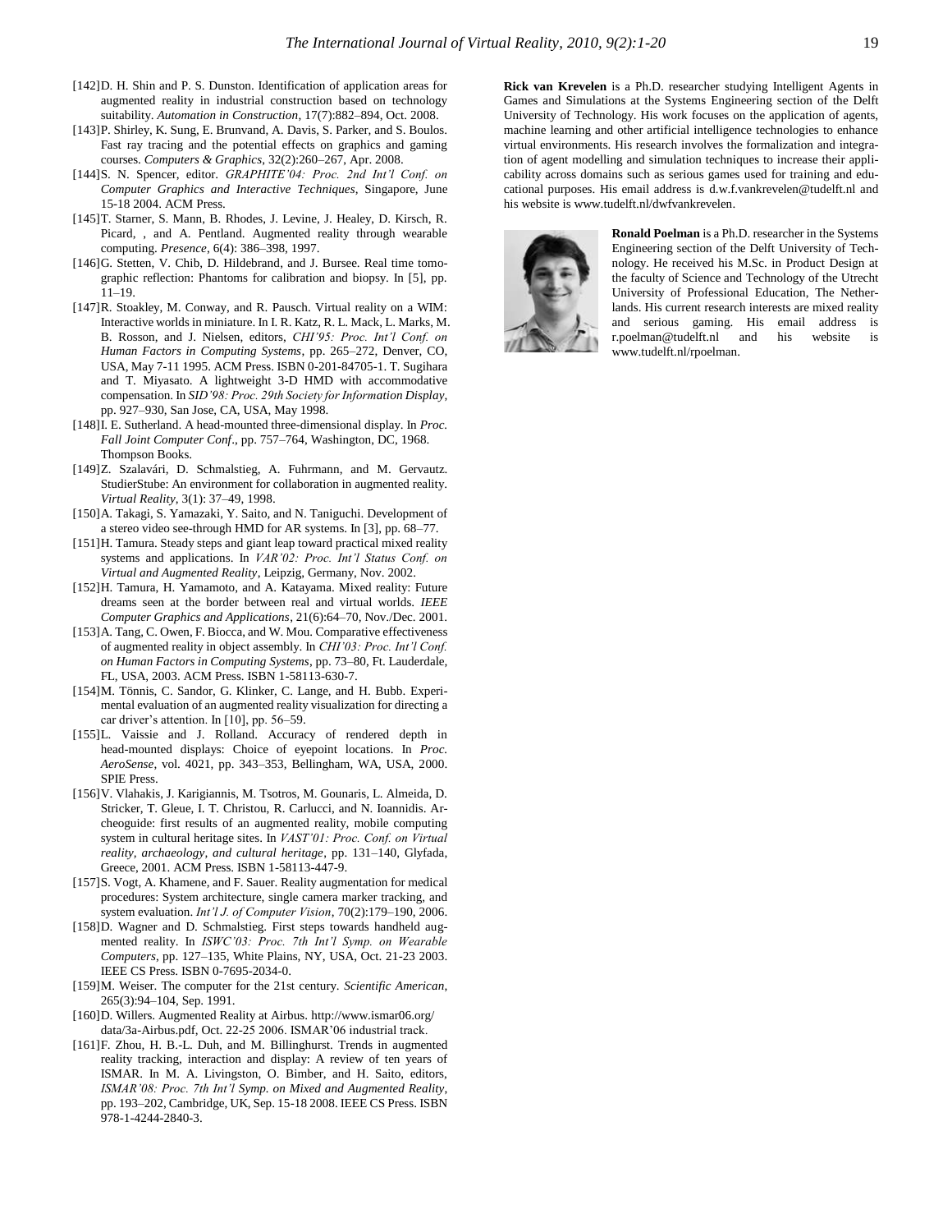[142] D. H. Shin and P. S. Dunston. Identification of application areas for augmented reality in industrial construction based on technology suitability. *Automation in Construction*, 17(7):882–894, Oct. 2008.

[143] P. Shirley, K. Sung, E. Brunvand, A. Davis, S. Parker, and S. Boulos. Fast ray tracing and the potential effects on graphics and gaming courses. *Computers & Graphics*, 32(2):260–267, Apr. 2008.

[144] S. N. Spencer, editor. *GRAPHITE'04: Proc. 2nd Int'l Conf. on Computer Graphics and Interactive Techniques*, Singapore, June 15-18 2004. ACM Press.

[145] T. Starner, S. Mann, B. Rhodes, J. Levine, J. Healey, D. Kirsch, R. Picard, , and A. Pentland. Augmented reality through wearable computing. *Presence*, 6(4): 386–398, 1997.

[146] G. Stetten, V. Chib, D. Hildebrand, and J. Bursee. Real time tomographic reflection: Phantoms for calibration and biopsy. In [5], pp. 11–19.

[147] R. Stoakley, M. Conway, and R. Pausch. Virtual reality on a WIM: Interactive worlds in miniature. In I. R. Katz, R. L. Mack, L. Marks, M. B. Rosson, and J. Nielsen, editors, *CHI'95: Proc. Int'l Conf. on Human Factors in Computing Systems*, pp. 265–272, Denver, CO, USA, May 7-11 1995. ACM Press. ISBN 0-201-84705-1. T. Sugihara and T. Miyasato. A lightweight 3-D HMD with accommodative compensation. In *SID'98: Proc. 29th Society for Information Display*, pp. 927–930, San Jose, CA, USA, May 1998.

[148] I. E. Sutherland. A head-mounted three-dimensional display. In *Proc. Fall Joint Computer Conf*., pp. 757–764, Washington, DC, 1968. Thompson Books.

[149] Z. Szalavári, D. Schmalstieg, A. Fuhrmann, and M. Gervautz. StudierStube: An environment for collaboration in augmented reality. *Virtual Reality*, 3(1): 37–49, 1998.

[150] A. Takagi, S. Yamazaki, Y. Saito, and N. Taniguchi. Development of a stereo video see-through HMD for AR systems. In [3], pp. 68–77.

[151] H. Tamura. Steady steps and giant leap toward practical mixed reality systems and applications. In *VAR'02: Proc. Int'l Status Conf. on Virtual and Augmented Reality*, Leipzig, Germany, Nov. 2002.

[152] H. Tamura, H. Yamamoto, and A. Katayama. Mixed reality: Future dreams seen at the border between real and virtual worlds. *IEEE Computer Graphics and Applications*, 21(6):64–70, Nov./Dec. 2001.

[153] A. Tang, C. Owen, F. Biocca, and W. Mou. Comparative effectiveness of augmented reality in object assembly. In *CHI'03: Proc. Int'l Conf. on Human Factors in Computing Systems*, pp. 73–80, Ft. Lauderdale, FL, USA, 2003. ACM Press. ISBN 1-58113-630-7.

[154] M. Tönnis, C. Sandor, G. Klinker, C. Lange, and H. Bubb. Experimental evaluation of an augmented reality visualization for directing a car driver's attention. In [10], pp. 56–59.

[155] L. Vaissie and J. Rolland. Accuracy of rendered depth in head-mounted displays: Choice of eyepoint locations. In *Proc. AeroSense*, vol. 4021, pp. 343–353, Bellingham, WA, USA, 2000. SPIE Press.

[156] V. Vlahakis, J. Karigiannis, M. Tsotros, M. Gounaris, L. Almeida, D. Stricker, T. Gleue, I. T. Christou, R. Carlucci, and N. Ioannidis. Archeoguide: first results of an augmented reality, mobile computing system in cultural heritage sites. In *VAST'01: Proc. Conf. on Virtual reality, archaeology, and cultural heritage*, pp. 131–140, Glyfada, Greece, 2001. ACM Press. ISBN 1-58113-447-9.

[157] S. Vogt, A. Khamene, and F. Sauer. Reality augmentation for medical procedures: System architecture, single camera marker tracking, and system evaluation. *Int'l J. of Computer Vision*, 70(2):179–190, 2006.

[158] D. Wagner and D. Schmalstieg. First steps towards handheld augmented reality. In *ISWC'03: Proc. 7th Int'l Symp. on Wearable Computers*, pp. 127–135, White Plains, NY, USA, Oct. 21-23 2003. IEEE CS Press. ISBN 0-7695-2034-0.

[159] M. Weiser. The computer for the 21st century. *Scientific American*, 265(3):94–104, Sep. 1991.

[160] D. Willers. Augmented Reality at Airbus. http://www.ismar06.org/data/3a-Airbus.pdf, Oct. 22-25 2006. ISMAR'06 industrial track.

[161] F. Zhou, H. B.-L. Duh, and M. Billinghurst. Trends in augmented reality tracking, interaction and display: A review of ten years of ISMAR. In M. A. Livingston, O. Bimber, and H. Saito, editors, *ISMAR'08: Proc. 7th Int'l Symp. on Mixed and Augmented Reality*, pp. 193–202, Cambridge, UK, Sep. 15-18 2008. IEEE CS Press. ISBN 978-1-4244-2840-3.

**Rick van Krevelen** is a Ph.D. researcher studying Intelligent Agents in Games and Simulations at the Systems Engineering section of the Delft University of Technology. His work focuses on the application of agents, machine learning and other artificial intelligence technologies to enhance virtual environments. His research involves the formalization and integration of agent modelling and simulation techniques to increase their applicability across domains such as serious games used for training and educational purposes. His email address is d.w.f.vankrevelen@tudelft.nl and his website is www.tudelft.nl/dwfvankrevelen.

**Ronald Poelman** is a Ph.D. researcher in the Systems Engineering section of the Delft University of Technology. He received his M.Sc. in Product Design at the faculty of Science and Technology of the Utrecht University of Professional Education, The Netherlands. His current research interests are mixed reality and serious gaming. His email address is r.poelman@tudelft.nl and his website is www.tudelft.nl/rpoelman.